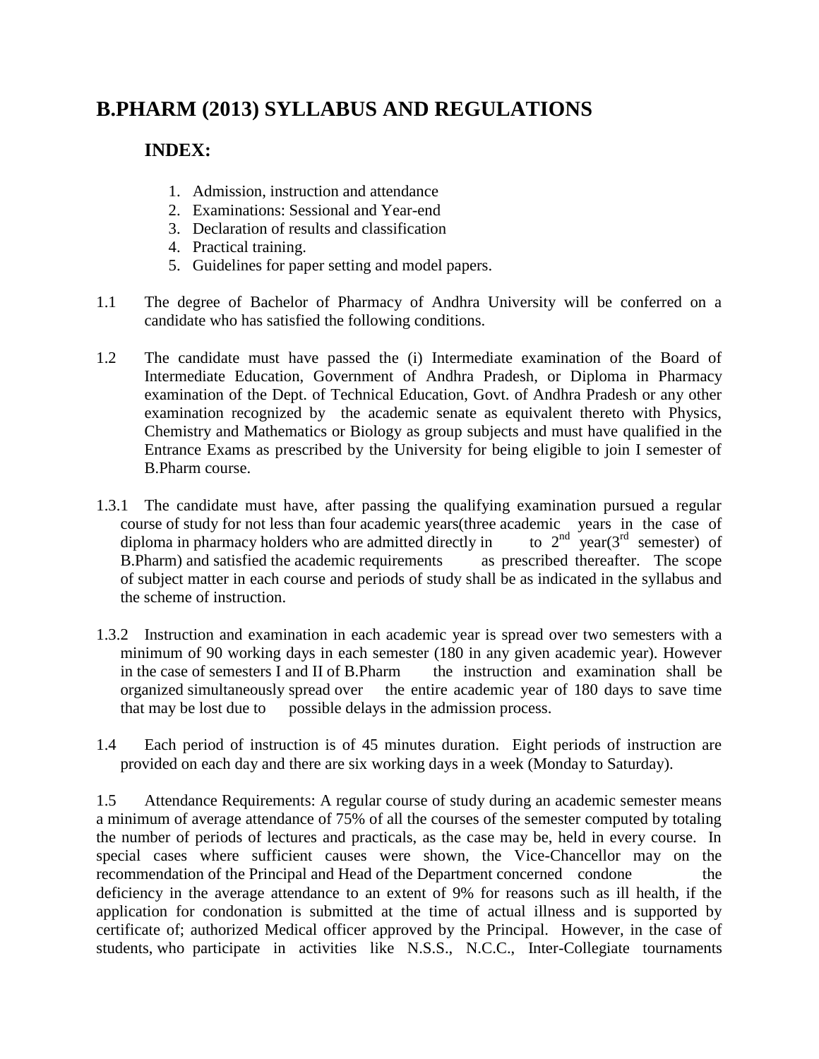# B.PHARM (2013) SYLLABUS AND REGULATIONS

## INDEX:

1. Admission, instruction and attendance
2. Examinations: Sessional and Year-end
3. Declaration of results and classification
4. Practical training.
5. Guidelines for paper setting and model papers.

1.1 The degree of Bachelor of Pharmacy of Andhra University will be conferred on a candidate who has satisfied the following conditions.

1.2 The candidate must have passed the (i) Intermediate examination of the Board of Intermediate Education, Government of Andhra Pradesh, or Diploma in Pharmacy examination of the Dept. of Technical Education, Govt. of Andhra Pradesh or any other examination recognized by the academic senate as equivalent thereto with Physics, Chemistry and Mathematics or Biology as group subjects and must have qualified in the Entrance Exams as prescribed by the University for being eligible to join I semester of B.Pharm course.

1.3.1 The candidate must have, after passing the qualifying examination pursued a regular course of study for not less than four academic years(three academic years in the case of diploma in pharmacy holders who are admitted directly in to 2nd year(3rd semester) of B.Pharm) and satisfied the academic requirements as prescribed thereafter. The scope of subject matter in each course and periods of study shall be as indicated in the syllabus and the scheme of instruction.

1.3.2 Instruction and examination in each academic year is spread over two semesters with a minimum of 90 working days in each semester (180 in any given academic year). However in the case of semesters I and II of B.Pharm the instruction and examination shall be organized simultaneously spread over the entire academic year of 180 days to save time that may be lost due to possible delays in the admission process.

1.4 Each period of instruction is of 45 minutes duration. Eight periods of instruction are provided on each day and there are six working days in a week (Monday to Saturday).

1.5 Attendance Requirements: A regular course of study during an academic semester means a minimum of average attendance of 75% of all the courses of the semester computed by totaling the number of periods of lectures and practicals, as the case may be, held in every course. In special cases where sufficient causes were shown, the Vice-Chancellor may on the recommendation of the Principal and Head of the Department concerned condone the deficiency in the average attendance to an extent of 9% for reasons such as ill health, if the application for condonation is submitted at the time of actual illness and is supported by certificate of; authorized Medical officer approved by the Principal. However, in the case of students, who participate in activities like N.S.S., N.C.C., Inter-Collegiate tournaments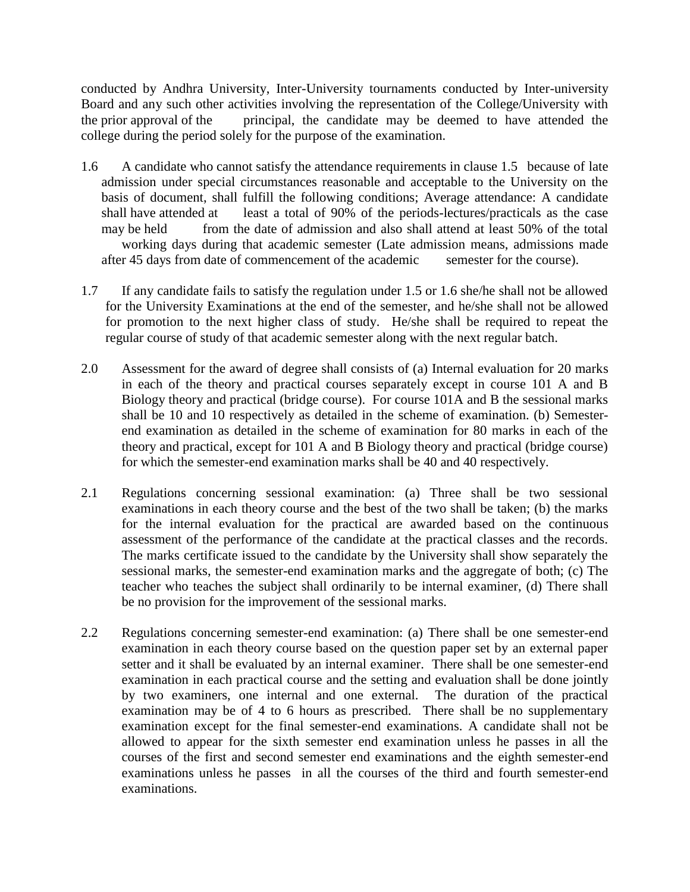conducted by Andhra University, Inter-University tournaments conducted by Inter-university Board and any such other activities involving the representation of the College/University with the prior approval of the principal, the candidate may be deemed to have attended the college during the period solely for the purpose of the examination.

1.6 A candidate who cannot satisfy the attendance requirements in clause 1.5 because of late admission under special circumstances reasonable and acceptable to the University on the basis of document, shall fulfill the following conditions; Average attendance: A candidate shall have attended at least a total of 90% of the periods-lectures/practicals as the case may be held from the date of admission and also shall attend at least 50% of the total working days during that academic semester (Late admission means, admissions made after 45 days from date of commencement of the academic semester for the course).

1.7 If any candidate fails to satisfy the regulation under 1.5 or 1.6 she/he shall not be allowed for the University Examinations at the end of the semester, and he/she shall not be allowed for promotion to the next higher class of study. He/she shall be required to repeat the regular course of study of that academic semester along with the next regular batch.

2.0 Assessment for the award of degree shall consists of (a) Internal evaluation for 20 marks in each of the theory and practical courses separately except in course 101 A and B Biology theory and practical (bridge course). For course 101A and B the sessional marks shall be 10 and 10 respectively as detailed in the scheme of examination. (b) Semester-end examination as detailed in the scheme of examination for 80 marks in each of the theory and practical, except for 101 A and B Biology theory and practical (bridge course) for which the semester-end examination marks shall be 40 and 40 respectively.

2.1 Regulations concerning sessional examination: (a) Three shall be two sessional examinations in each theory course and the best of the two shall be taken; (b) the marks for the internal evaluation for the practical are awarded based on the continuous assessment of the performance of the candidate at the practical classes and the records. The marks certificate issued to the candidate by the University shall show separately the sessional marks, the semester-end examination marks and the aggregate of both; (c) The teacher who teaches the subject shall ordinarily to be internal examiner, (d) There shall be no provision for the improvement of the sessional marks.

2.2 Regulations concerning semester-end examination: (a) There shall be one semester-end examination in each theory course based on the question paper set by an external paper setter and it shall be evaluated by an internal examiner. There shall be one semester-end examination in each practical course and the setting and evaluation shall be done jointly by two examiners, one internal and one external. The duration of the practical examination may be of 4 to 6 hours as prescribed. There shall be no supplementary examination except for the final semester-end examinations. A candidate shall not be allowed to appear for the sixth semester end examination unless he passes in all the courses of the first and second semester end examinations and the eighth semester-end examinations unless he passes in all the courses of the third and fourth semester-end examinations.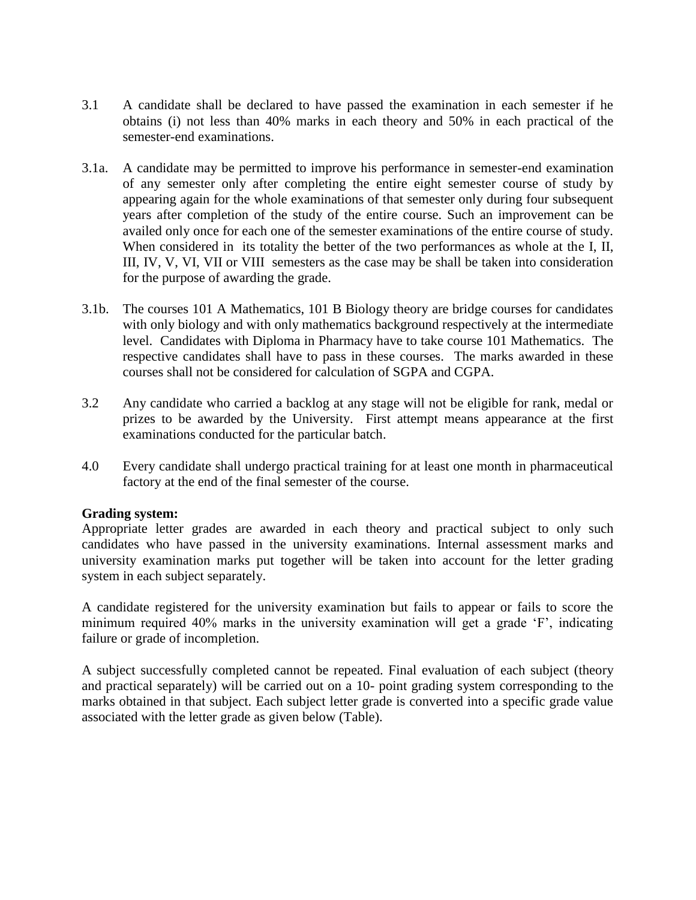3.1 A candidate shall be declared to have passed the examination in each semester if he obtains (i) not less than 40% marks in each theory and 50% in each practical of the semester-end examinations.

3.1a. A candidate may be permitted to improve his performance in semester-end examination of any semester only after completing the entire eight semester course of study by appearing again for the whole examinations of that semester only during four subsequent years after completion of the study of the entire course. Such an improvement can be availed only once for each one of the semester examinations of the entire course of study. When considered in its totality the better of the two performances as whole at the I, II, III, IV, V, VI, VII or VIII semesters as the case may be shall be taken into consideration for the purpose of awarding the grade.

3.1b. The courses 101 A Mathematics, 101 B Biology theory are bridge courses for candidates with only biology and with only mathematics background respectively at the intermediate level. Candidates with Diploma in Pharmacy have to take course 101 Mathematics. The respective candidates shall have to pass in these courses. The marks awarded in these courses shall not be considered for calculation of SGPA and CGPA.

3.2 Any candidate who carried a backlog at any stage will not be eligible for rank, medal or prizes to be awarded by the University. First attempt means appearance at the first examinations conducted for the particular batch.

4.0 Every candidate shall undergo practical training for at least one month in pharmaceutical factory at the end of the final semester of the course.

**Grading system:**

Appropriate letter grades are awarded in each theory and practical subject to only such candidates who have passed in the university examinations. Internal assessment marks and university examination marks put together will be taken into account for the letter grading system in each subject separately.

A candidate registered for the university examination but fails to appear or fails to score the minimum required 40% marks in the university examination will get a grade 'F', indicating failure or grade of incompletion.

A subject successfully completed cannot be repeated. Final evaluation of each subject (theory and practical separately) will be carried out on a 10- point grading system corresponding to the marks obtained in that subject. Each subject letter grade is converted into a specific grade value associated with the letter grade as given below (Table).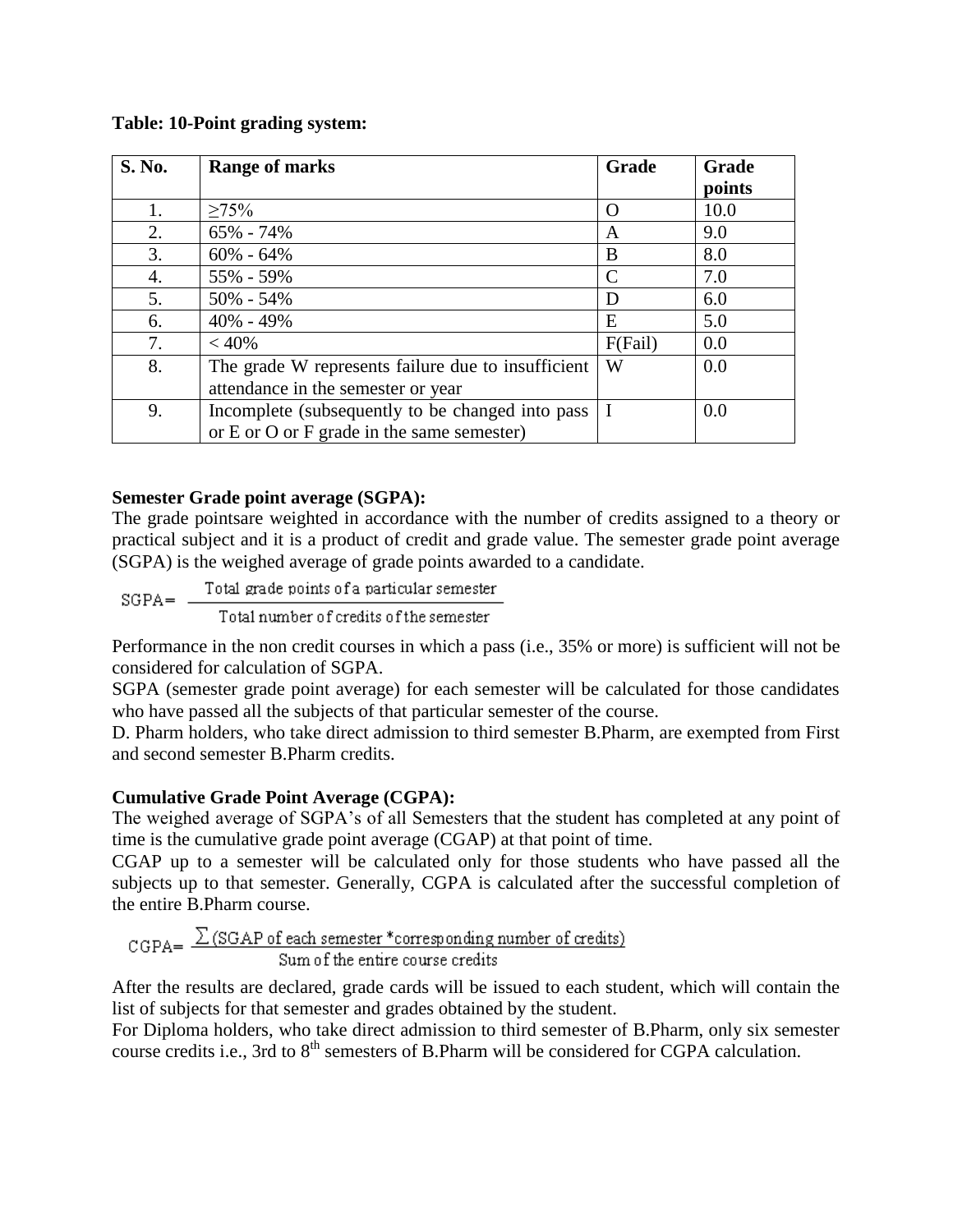**Table: 10-Point grading system:**

| S. No. | Range of marks | Grade | Grade points |
|---|---|---|---|
| 1. | ≥75% | O | 10.0 |
| 2. | 65% - 74% | A | 9.0 |
| 3. | 60% - 64% | B | 8.0 |
| 4. | 55% - 59% | C | 7.0 |
| 5. | 50% - 54% | D | 6.0 |
| 6. | 40% - 49% | E | 5.0 |
| 7. | < 40% | F(Fail) | 0.0 |
| 8. | The grade W represents failure due to insufficient attendance in the semester or year | W | 0.0 |
| 9. | Incomplete (subsequently to be changed into pass or E or O or F grade in the same semester) | I | 0.0 |

**Semester Grade point average (SGPA):**

The grade pointsare weighted in accordance with the number of credits assigned to a theory or practical subject and it is a product of credit and grade value. The semester grade point average (SGPA) is the weighed average of grade points awarded to a candidate.

$$\text{SGPA} = \frac{\text{Total grade points of a particular semester}}{\text{Total number of credits of the semester}}$$

Performance in the non credit courses in which a pass (i.e., 35% or more) is sufficient will not be considered for calculation of SGPA.

SGPA (semester grade point average) for each semester will be calculated for those candidates who have passed all the subjects of that particular semester of the course.

D. Pharm holders, who take direct admission to third semester B.Pharm, are exempted from First and second semester B.Pharm credits.

**Cumulative Grade Point Average (CGPA):**

The weighed average of SGPA's of all Semesters that the student has completed at any point of time is the cumulative grade point average (CGAP) at that point of time.

CGAP up to a semester will be calculated only for those students who have passed all the subjects up to that semester. Generally, CGPA is calculated after the successful completion of the entire B.Pharm course.

$$\text{CGPA} = \frac{\sum (\text{SGAP of each semester} * \text{corresponding number of credits})}{\text{Sum of the entire course credits}}$$

After the results are declared, grade cards will be issued to each student, which will contain the list of subjects for that semester and grades obtained by the student.

For Diploma holders, who take direct admission to third semester of B.Pharm, only six semester course credits i.e., 3rd to 8th semesters of B.Pharm will be considered for CGPA calculation.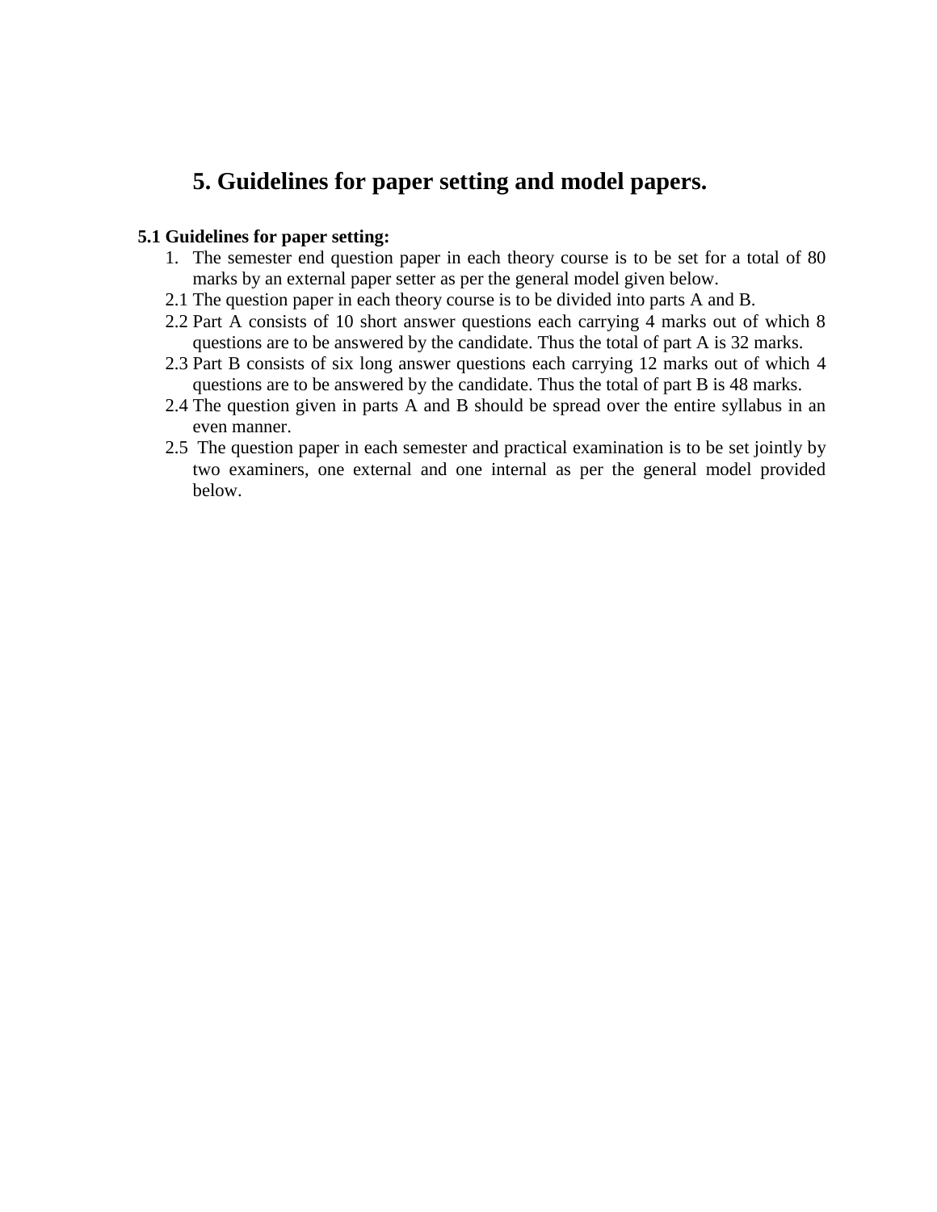# 5. Guidelines for paper setting and model papers.

**5.1 Guidelines for paper setting:**

1. The semester end question paper in each theory course is to be set for a total of 80 marks by an external paper setter as per the general model given below.

2.1 The question paper in each theory course is to be divided into parts A and B.

2.2 Part A consists of 10 short answer questions each carrying 4 marks out of which 8 questions are to be answered by the candidate. Thus the total of part A is 32 marks.

2.3 Part B consists of six long answer questions each carrying 12 marks out of which 4 questions are to be answered by the candidate. Thus the total of part B is 48 marks.

2.4 The question given in parts A and B should be spread over the entire syllabus in an even manner.

2.5 The question paper in each semester and practical examination is to be set jointly by two examiners, one external and one internal as per the general model provided below.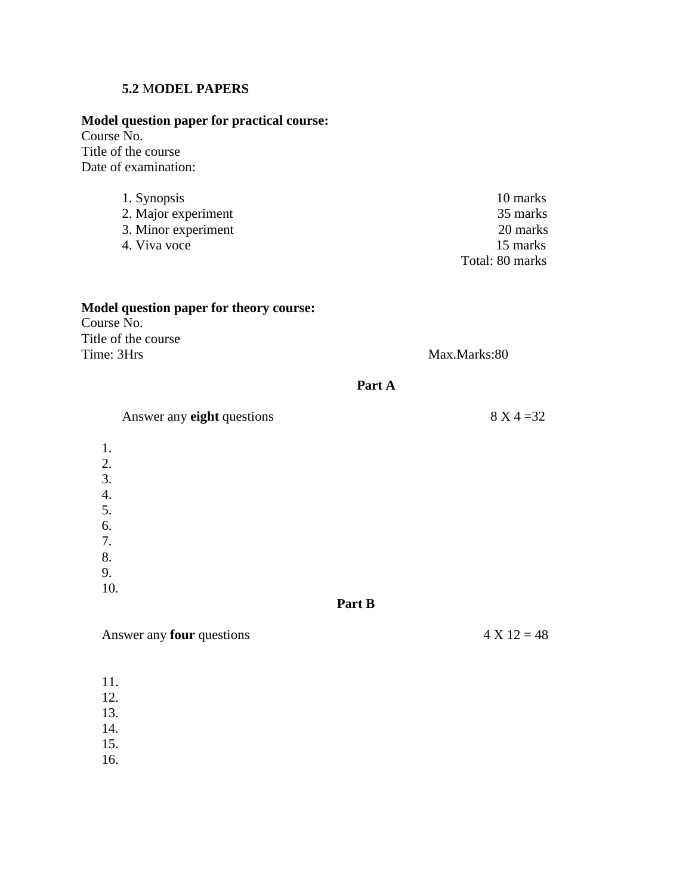## 5.2 MODEL PAPERS

**Model question paper for practical course:**

Course No.
Title of the course
Date of examination:

| | |
|---|---|
| 1. Synopsis | 10 marks |
| 2. Major experiment | 35 marks |
| 3. Minor experiment | 20 marks |
| 4. Viva voce | 15 marks |
| | Total: 80 marks |

**Model question paper for theory course:**

Course No.
Title of the course
Time: 3Hrs Max.Marks:80

**Part A**

Answer any **eight** questions 8 X 4 =32

1.
2.
3.
4.
5.
6.
7.
8.
9.
10.

**Part B**

Answer any **four** questions 4 X 12 = 48

11.
12.
13.
14.
15.
16.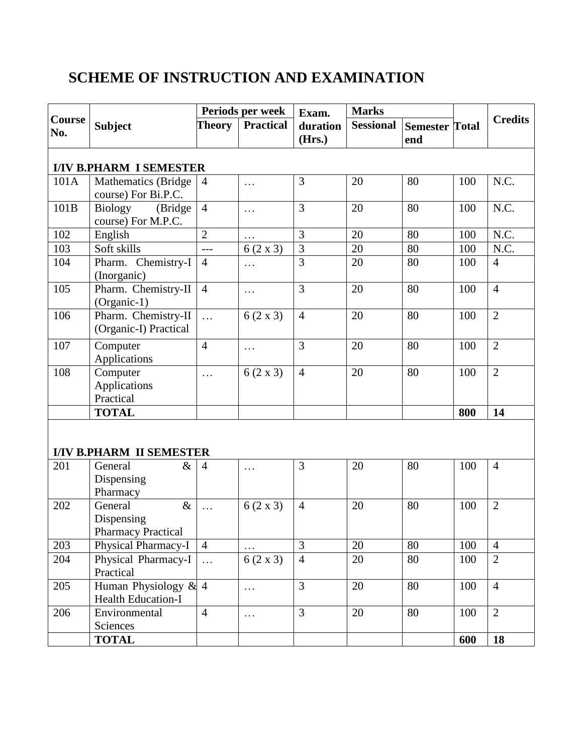# SCHEME OF INSTRUCTION AND EXAMINATION

| Course No. | Subject | Periods per week | | Exam. duration (Hrs.) | Marks | | Total | Credits |
|---|---|---|---|---|---|---|---|---|
| | | Theory | Practical | | Sessional | Semester end | | |
| **I/IV B.PHARM I SEMESTER** | | | | | | | | |
| 101A | Mathematics (Bridge course) For Bi.P.C. | 4 | … | 3 | 20 | 80 | 100 | N.C. |
| 101B | Biology (Bridge course) For M.P.C. | 4 | … | 3 | 20 | 80 | 100 | N.C. |
| 102 | English | 2 | … | 3 | 20 | 80 | 100 | N.C. |
| 103 | Soft skills | --- | 6 (2 x 3) | 3 | 20 | 80 | 100 | N.C. |
| 104 | Pharm. Chemistry-I (Inorganic) | 4 | … | 3 | 20 | 80 | 100 | 4 |
| 105 | Pharm. Chemistry-II (Organic-1) | 4 | … | 3 | 20 | 80 | 100 | 4 |
| 106 | Pharm. Chemistry-II (Organic-I) Practical | … | 6 (2 x 3) | 4 | 20 | 80 | 100 | 2 |
| 107 | Computer Applications | 4 | … | 3 | 20 | 80 | 100 | 2 |
| 108 | Computer Applications Practical | … | 6 (2 x 3) | 4 | 20 | 80 | 100 | 2 |
| | **TOTAL** | | | | | | **800** | **14** |
| **I/IV B.PHARM II SEMESTER** | | | | | | | | |
| 201 | General & Dispensing Pharmacy | 4 | … | 3 | 20 | 80 | 100 | 4 |
| 202 | General & Dispensing Pharmacy Practical | … | 6 (2 x 3) | 4 | 20 | 80 | 100 | 2 |
| 203 | Physical Pharmacy-I | 4 | … | 3 | 20 | 80 | 100 | 4 |
| 204 | Physical Pharmacy-I Practical | … | 6 (2 x 3) | 4 | 20 | 80 | 100 | 2 |
| 205 | Human Physiology & Health Education-I | 4 | … | 3 | 20 | 80 | 100 | 4 |
| 206 | Environmental Sciences | 4 | … | 3 | 20 | 80 | 100 | 2 |
| | **TOTAL** | | | | | | **600** | **18** |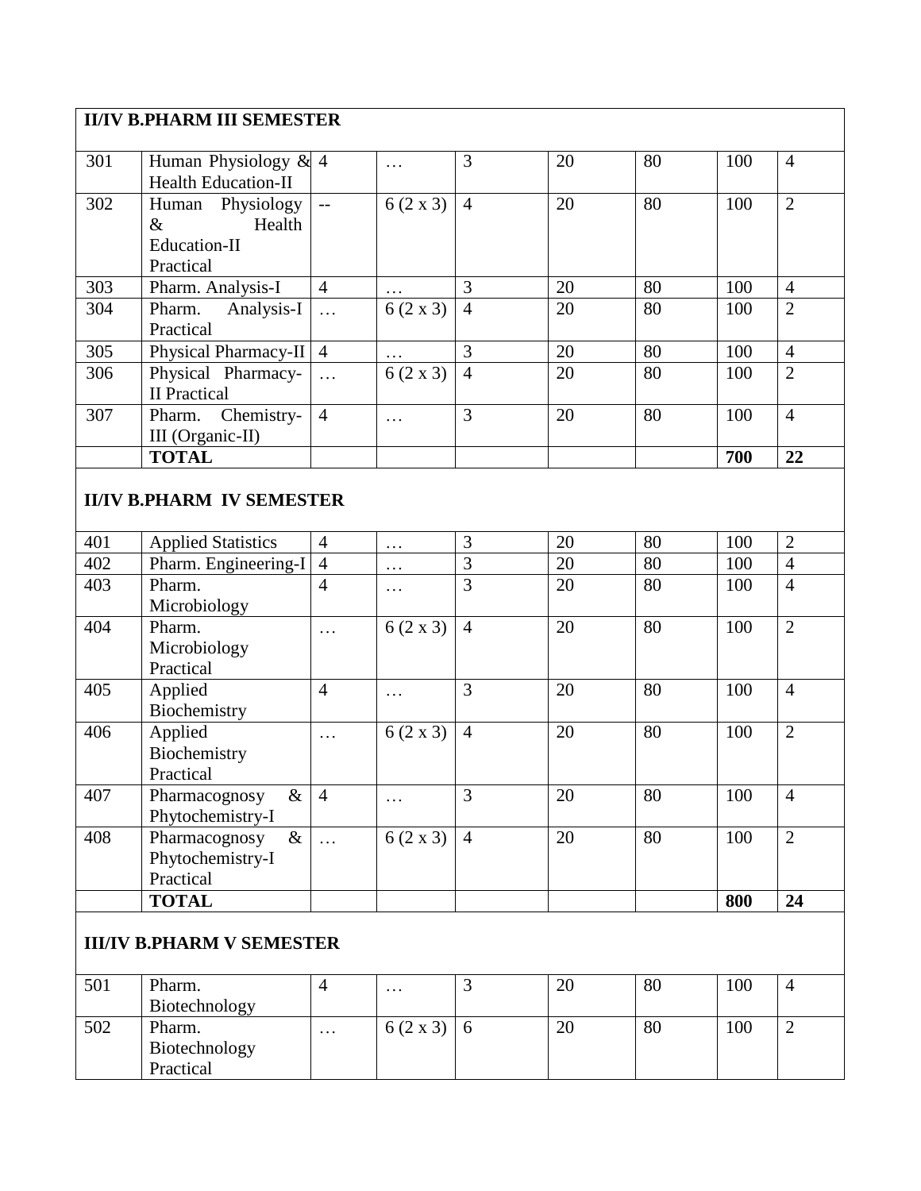| II/IV B.PHARM III SEMESTER | | | | | | | | |
|---|---|---|---|---|---|---|---|---|
| 301 | Human Physiology & Health Education-II | 4 | … | 3 | 20 | 80 | 100 | 4 |
| 302 | Human Physiology & Health Education-II Practical | -- | 6 (2 x 3) | 4 | 20 | 80 | 100 | 2 |
| 303 | Pharm. Analysis-I | 4 | … | 3 | 20 | 80 | 100 | 4 |
| 304 | Pharm. Analysis-I Practical | … | 6 (2 x 3) | 4 | 20 | 80 | 100 | 2 |
| 305 | Physical Pharmacy-II | 4 | … | 3 | 20 | 80 | 100 | 4 |
| 306 | Physical Pharmacy-II Practical | … | 6 (2 x 3) | 4 | 20 | 80 | 100 | 2 |
| 307 | Pharm. Chemistry-III (Organic-II) | 4 | … | 3 | 20 | 80 | 100 | 4 |
| | **TOTAL** | | | | | | **700** | **22** |
| **II/IV B.PHARM IV SEMESTER** | | | | | | | | |
| 401 | Applied Statistics | 4 | … | 3 | 20 | 80 | 100 | 2 |
| 402 | Pharm. Engineering-I | 4 | … | 3 | 20 | 80 | 100 | 4 |
| 403 | Pharm. Microbiology | 4 | … | 3 | 20 | 80 | 100 | 4 |
| 404 | Pharm. Microbiology Practical | … | 6 (2 x 3) | 4 | 20 | 80 | 100 | 2 |
| 405 | Applied Biochemistry | 4 | … | 3 | 20 | 80 | 100 | 4 |
| 406 | Applied Biochemistry Practical | … | 6 (2 x 3) | 4 | 20 | 80 | 100 | 2 |
| 407 | Pharmacognosy & Phytochemistry-I | 4 | … | 3 | 20 | 80 | 100 | 4 |
| 408 | Pharmacognosy & Phytochemistry-I Practical | … | 6 (2 x 3) | 4 | 20 | 80 | 100 | 2 |
| | **TOTAL** | | | | | | **800** | **24** |
| **III/IV B.PHARM V SEMESTER** | | | | | | | | |
| 501 | Pharm. Biotechnology | 4 | … | 3 | 20 | 80 | 100 | 4 |
| 502 | Pharm. Biotechnology Practical | … | 6 (2 x 3) | 6 | 20 | 80 | 100 | 2 |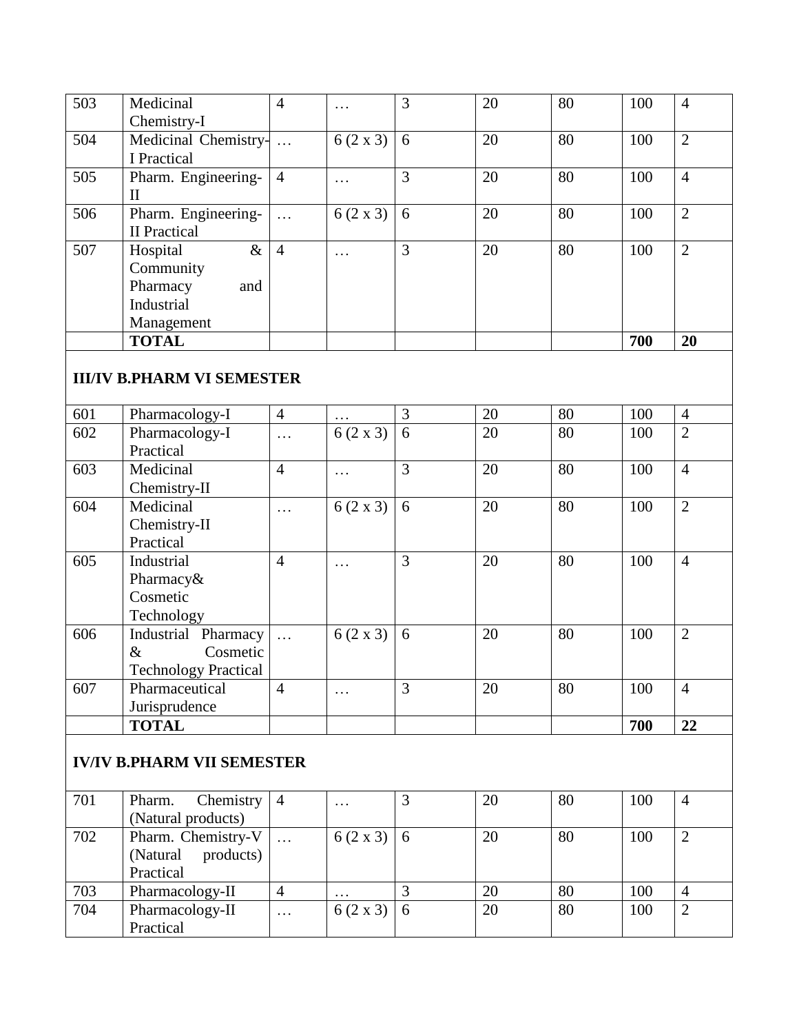| | | | | | | | | |
|---|---|---|---|---|---|---|---|---|
| 503 | Medicinal Chemistry-I | 4 | … | 3 | 20 | 80 | 100 | 4 |
| 504 | Medicinal Chemistry-I Practical | … | 6 (2 x 3) | 6 | 20 | 80 | 100 | 2 |
| 505 | Pharm. Engineering-II | 4 | … | 3 | 20 | 80 | 100 | 4 |
| 506 | Pharm. Engineering-II Practical | … | 6 (2 x 3) | 6 | 20 | 80 | 100 | 2 |
| 507 | Hospital & Community Pharmacy and Industrial Management | 4 | … | 3 | 20 | 80 | 100 | 2 |
| | **TOTAL** | | | | | | **700** | **20** |
| **III/IV B.PHARM VI SEMESTER** | | | | | | | | |
| 601 | Pharmacology-I | 4 | … | 3 | 20 | 80 | 100 | 4 |
| 602 | Pharmacology-I Practical | … | 6 (2 x 3) | 6 | 20 | 80 | 100 | 2 |
| 603 | Medicinal Chemistry-II | 4 | … | 3 | 20 | 80 | 100 | 4 |
| 604 | Medicinal Chemistry-II Practical | … | 6 (2 x 3) | 6 | 20 | 80 | 100 | 2 |
| 605 | Industrial Pharmacy& Cosmetic Technology | 4 | … | 3 | 20 | 80 | 100 | 4 |
| 606 | Industrial Pharmacy & Cosmetic Technology Practical | … | 6 (2 x 3) | 6 | 20 | 80 | 100 | 2 |
| 607 | Pharmaceutical Jurisprudence | 4 | … | 3 | 20 | 80 | 100 | 4 |
| | **TOTAL** | | | | | | **700** | **22** |
| **IV/IV B.PHARM VII SEMESTER** | | | | | | | | |
| 701 | Pharm. Chemistry (Natural products) | 4 | … | 3 | 20 | 80 | 100 | 4 |
| 702 | Pharm. Chemistry-V (Natural products) Practical | … | 6 (2 x 3) | 6 | 20 | 80 | 100 | 2 |
| 703 | Pharmacology-II | 4 | … | 3 | 20 | 80 | 100 | 4 |
| 704 | Pharmacology-II Practical | … | 6 (2 x 3) | 6 | 20 | 80 | 100 | 2 |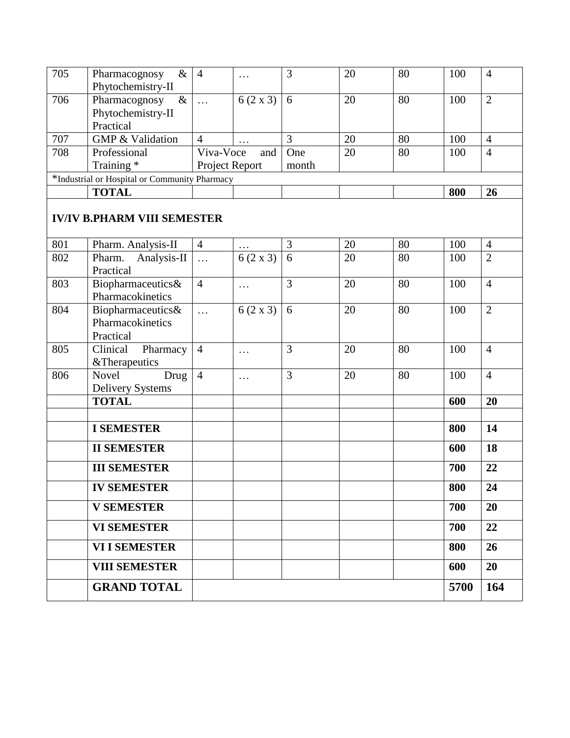| | | | | | | | | |
|---|---|---|---|---|---|---|---|---|
| 705 | Pharmacognosy & Phytochemistry-II | 4 | … | 3 | 20 | 80 | 100 | 4 |
| 706 | Pharmacognosy & Phytochemistry-II Practical | … | 6 (2 x 3) | 6 | 20 | 80 | 100 | 2 |
| 707 | GMP & Validation | 4 | … | 3 | 20 | 80 | 100 | 4 |
| 708 | Professional Training * | Viva-Voce and Project Report | | One month | 20 | 80 | 100 | 4 |
| *Industrial or Hospital or Community Pharmacy | | | | | | | | |
| | **TOTAL** | | | | | | **800** | **26** |

**IV/IV B.PHARM VIII SEMESTER**

| | | | | | | | | |
|---|---|---|---|---|---|---|---|---|
| 801 | Pharm. Analysis-II | 4 | … | 3 | 20 | 80 | 100 | 4 |
| 802 | Pharm. Analysis-II Practical | … | 6 (2 x 3) | 6 | 20 | 80 | 100 | 2 |
| 803 | Biopharmaceutics& Pharmacokinetics | 4 | … | 3 | 20 | 80 | 100 | 4 |
| 804 | Biopharmaceutics& Pharmacokinetics Practical | … | 6 (2 x 3) | 6 | 20 | 80 | 100 | 2 |
| 805 | Clinical Pharmacy &Therapeutics | 4 | … | 3 | 20 | 80 | 100 | 4 |
| 806 | Novel Drug Delivery Systems | 4 | … | 3 | 20 | 80 | 100 | 4 |
| | **TOTAL** | | | | | | **600** | **20** |
| | | | | | | | | |
| | **I SEMESTER** | | | | | | **800** | **14** |
| | **II SEMESTER** | | | | | | **600** | **18** |
| | **III SEMESTER** | | | | | | **700** | **22** |
| | **IV SEMESTER** | | | | | | **800** | **24** |
| | **V SEMESTER** | | | | | | **700** | **20** |
| | **VI SEMESTER** | | | | | | **700** | **22** |
| | **VI I SEMESTER** | | | | | | **800** | **26** |
| | **VIII SEMESTER** | | | | | | **600** | **20** |
| | **GRAND TOTAL** | | | | | | **5700** | **164** |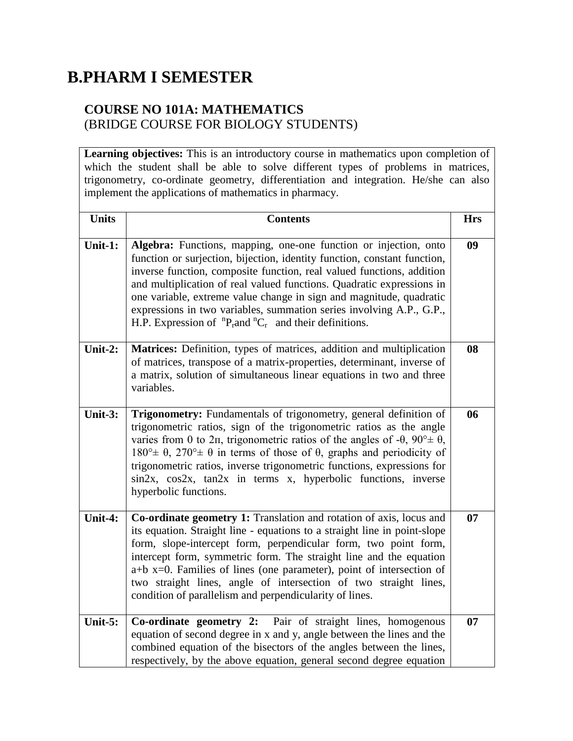# B.PHARM I SEMESTER

## COURSE NO 101A: MATHEMATICS
(BRIDGE COURSE FOR BIOLOGY STUDENTS)

| **Learning objectives:** This is an introductory course in mathematics upon completion of which the student shall be able to solve different types of problems in matrices, trigonometry, co-ordinate geometry, differentiation and integration. He/she can also implement the applications of mathematics in pharmacy. | | |
|---|---|---|
| **Units** | **Contents** | **Hrs** |
| **Unit-1:** | **Algebra:** Functions, mapping, one-one function or injection, onto function or surjection, bijection, identity function, constant function, inverse function, composite function, real valued functions, addition and multiplication of real valued functions. Quadratic expressions in one variable, extreme value change in sign and magnitude, quadratic expressions in two variables, summation series involving A.P., G.P., H.P. Expression of $^nP_r$ and $^nC_r$ and their definitions. | **09** |
| **Unit-2:** | **Matrices:** Definition, types of matrices, addition and multiplication of matrices, transpose of a matrix-properties, determinant, inverse of a matrix, solution of simultaneous linear equations in two and three variables. | **08** |
| **Unit-3:** | **Trigonometry:** Fundamentals of trigonometry, general definition of trigonometric ratios, sign of the trigonometric ratios as the angle varies from 0 to $2\pi$, trigonometric ratios of the angles of $-\theta$, $90° \pm \theta$, $180° \pm \theta$, $270° \pm \theta$ in terms of those of $\theta$, graphs and periodicity of trigonometric ratios, inverse trigonometric functions, expressions for sin2x, cos2x, tan2x in terms x, hyperbolic functions, inverse hyperbolic functions. | **06** |
| **Unit-4:** | **Co-ordinate geometry 1:** Translation and rotation of axis, locus and its equation. Straight line - equations to a straight line in point-slope form, slope-intercept form, perpendicular form, two point form, intercept form, symmetric form. The straight line and the equation a+b x=0. Families of lines (one parameter), point of intersection of two straight lines, angle of intersection of two straight lines, condition of parallelism and perpendicularity of lines. | **07** |
| **Unit-5:** | **Co-ordinate geometry 2:** Pair of straight lines, homogenous equation of second degree in x and y, angle between the lines and the combined equation of the bisectors of the angles between the lines, respectively, by the above equation, general second degree equation | **07** |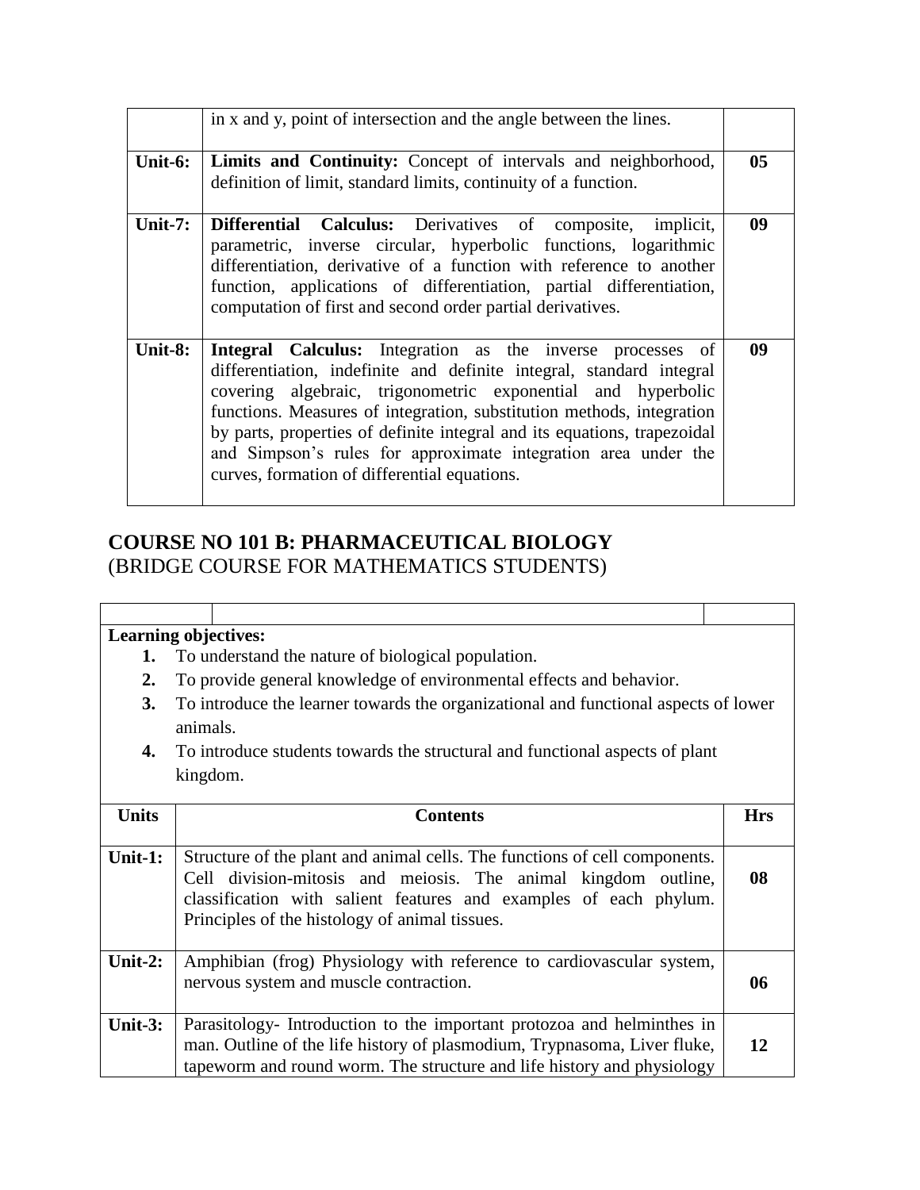| | | |
|---|---|---|
| | in x and y, point of intersection and the angle between the lines. | |
| **Unit-6:** | **Limits and Continuity:** Concept of intervals and neighborhood, definition of limit, standard limits, continuity of a function. | **05** |
| **Unit-7:** | **Differential Calculus:** Derivatives of composite, implicit, parametric, inverse circular, hyperbolic functions, logarithmic differentiation, derivative of a function with reference to another function, applications of differentiation, partial differentiation, computation of first and second order partial derivatives. | **09** |
| **Unit-8:** | **Integral Calculus:** Integration as the inverse processes of differentiation, indefinite and definite integral, standard integral covering algebraic, trigonometric exponential and hyperbolic functions. Measures of integration, substitution methods, integration by parts, properties of definite integral and its equations, trapezoidal and Simpson's rules for approximate integration area under the curves, formation of differential equations. | **09** |

## COURSE NO 101 B: PHARMACEUTICAL BIOLOGY
(BRIDGE COURSE FOR MATHEMATICS STUDENTS)

**Learning objectives:**

1. To understand the nature of biological population.
2. To provide general knowledge of environmental effects and behavior.
3. To introduce the learner towards the organizational and functional aspects of lower animals.
4. To introduce students towards the structural and functional aspects of plant kingdom.

| Units | Contents | Hrs |
|---|---|---|
| **Unit-1:** | Structure of the plant and animal cells. The functions of cell components. Cell division-mitosis and meiosis. The animal kingdom outline, classification with salient features and examples of each phylum. Principles of the histology of animal tissues. | **08** |
| **Unit-2:** | Amphibian (frog) Physiology with reference to cardiovascular system, nervous system and muscle contraction. | **06** |
| **Unit-3:** | Parasitology- Introduction to the important protozoa and helminthes in man. Outline of the life history of plasmodium, Trypnasoma, Liver fluke, tapeworm and round worm. The structure and life history and physiology | **12** |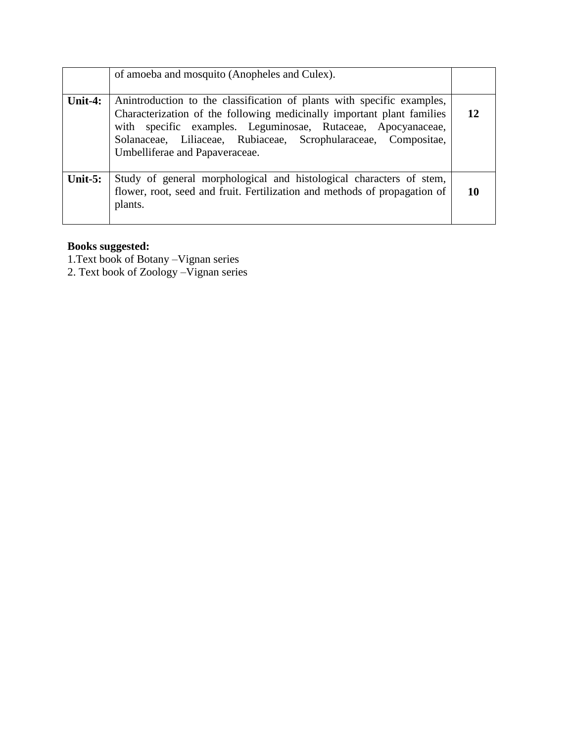| | | |
|---|---|---|
| | of amoeba and mosquito (Anopheles and Culex). | |
| **Unit-4:** | Anintroduction to the classification of plants with specific examples, Characterization of the following medicinally important plant families with specific examples. Leguminosae, Rutaceae, Apocyanaceae, Solanaceae, Liliaceae, Rubiaceae, Scrophularaceae, Compositae, Umbelliferae and Papaveraceae. | **12** |
| **Unit-5:** | Study of general morphological and histological characters of stem, flower, root, seed and fruit. Fertilization and methods of propagation of plants. | **10** |

**Books suggested:**

1.Text book of Botany –Vignan series

2. Text book of Zoology –Vignan series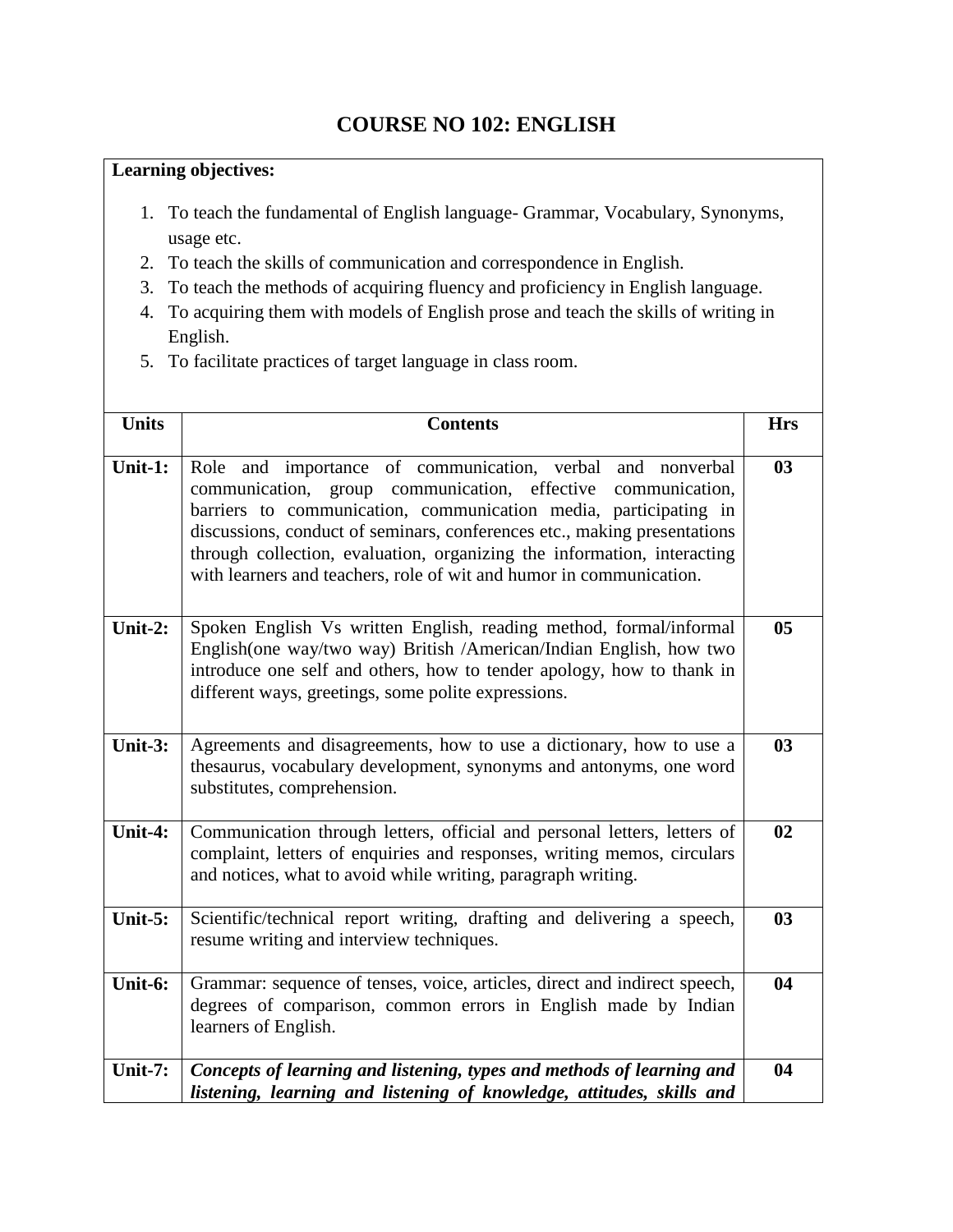# COURSE NO 102: ENGLISH

**Learning objectives:**

1. To teach the fundamental of English language- Grammar, Vocabulary, Synonyms, usage etc.
2. To teach the skills of communication and correspondence in English.
3. To teach the methods of acquiring fluency and proficiency in English language.
4. To acquiring them with models of English prose and teach the skills of writing in English.
5. To facilitate practices of target language in class room.

| Units | Contents | Hrs |
|---|---|---|
| **Unit-1:** | Role and importance of communication, verbal and nonverbal communication, group communication, effective communication, barriers to communication, communication media, participating in discussions, conduct of seminars, conferences etc., making presentations through collection, evaluation, organizing the information, interacting with learners and teachers, role of wit and humor in communication. | **03** |
| **Unit-2:** | Spoken English Vs written English, reading method, formal/informal English(one way/two way) British /American/Indian English, how two introduce one self and others, how to tender apology, how to thank in different ways, greetings, some polite expressions. | **05** |
| **Unit-3:** | Agreements and disagreements, how to use a dictionary, how to use a thesaurus, vocabulary development, synonyms and antonyms, one word substitutes, comprehension. | **03** |
| **Unit-4:** | Communication through letters, official and personal letters, letters of complaint, letters of enquiries and responses, writing memos, circulars and notices, what to avoid while writing, paragraph writing. | **02** |
| **Unit-5:** | Scientific/technical report writing, drafting and delivering a speech, resume writing and interview techniques. | **03** |
| **Unit-6:** | Grammar: sequence of tenses, voice, articles, direct and indirect speech, degrees of comparison, common errors in English made by Indian learners of English. | **04** |
| **Unit-7:** | ***Concepts of learning and listening, types and methods of learning and listening, learning and listening of knowledge, attitudes, skills and*** | **04** |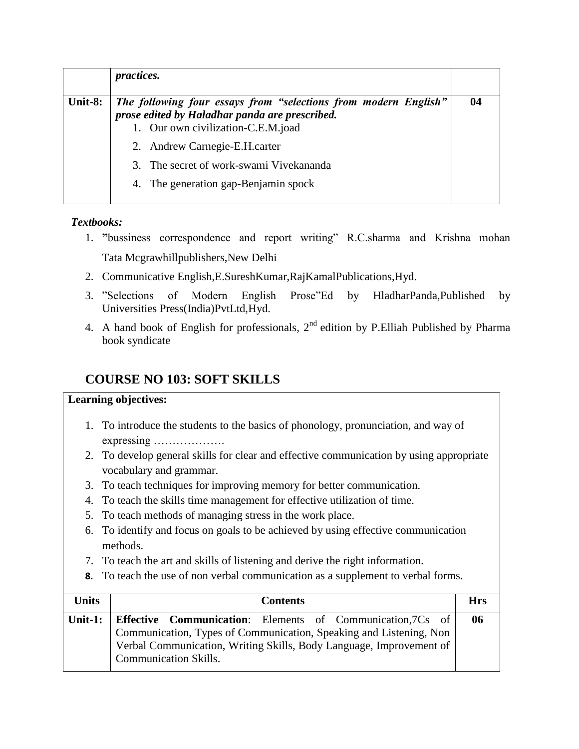|  | *practices.* |  |
|---|---|---|
| **Unit-8:** | ***The following four essays from "selections from modern English" prose edited by Haladhar panda are prescribed.***<br>1. Our own civilization-C.E.M.joad<br>2. Andrew Carnegie-E.H.carter<br>3. The secret of work-swami Vivekananda<br>4. The generation gap-Benjamin spock | **04** |

***Textbooks:***

1. **"**bussiness correspondence and report writing" R.C.sharma and Krishna mohan Tata Mcgrawhillpublishers,New Delhi
2. Communicative English,E.SureshKumar,RajKamalPublications,Hyd.
3. "Selections of Modern English Prose"Ed by HladharPanda,Published by Universities Press(India)PvtLtd,Hyd.
4. A hand book of English for professionals, 2nd edition by P.Elliah Published by Pharma book syndicate

## COURSE NO 103: SOFT SKILLS

**Learning objectives:**

1. To introduce the students to the basics of phonology, pronunciation, and way of expressing ……………….
2. To develop general skills for clear and effective communication by using appropriate vocabulary and grammar.
3. To teach techniques for improving memory for better communication.
4. To teach the skills time management for effective utilization of time.
5. To teach methods of managing stress in the work place.
6. To identify and focus on goals to be achieved by using effective communication methods.
7. To teach the art and skills of listening and derive the right information.
8. To teach the use of non verbal communication as a supplement to verbal forms.

| Units | Contents | Hrs |
|---|---|---|
| **Unit-1:** | **Effective Communication**: Elements of Communication,7Cs of Communication, Types of Communication, Speaking and Listening, Non Verbal Communication, Writing Skills, Body Language, Improvement of Communication Skills. | **06** |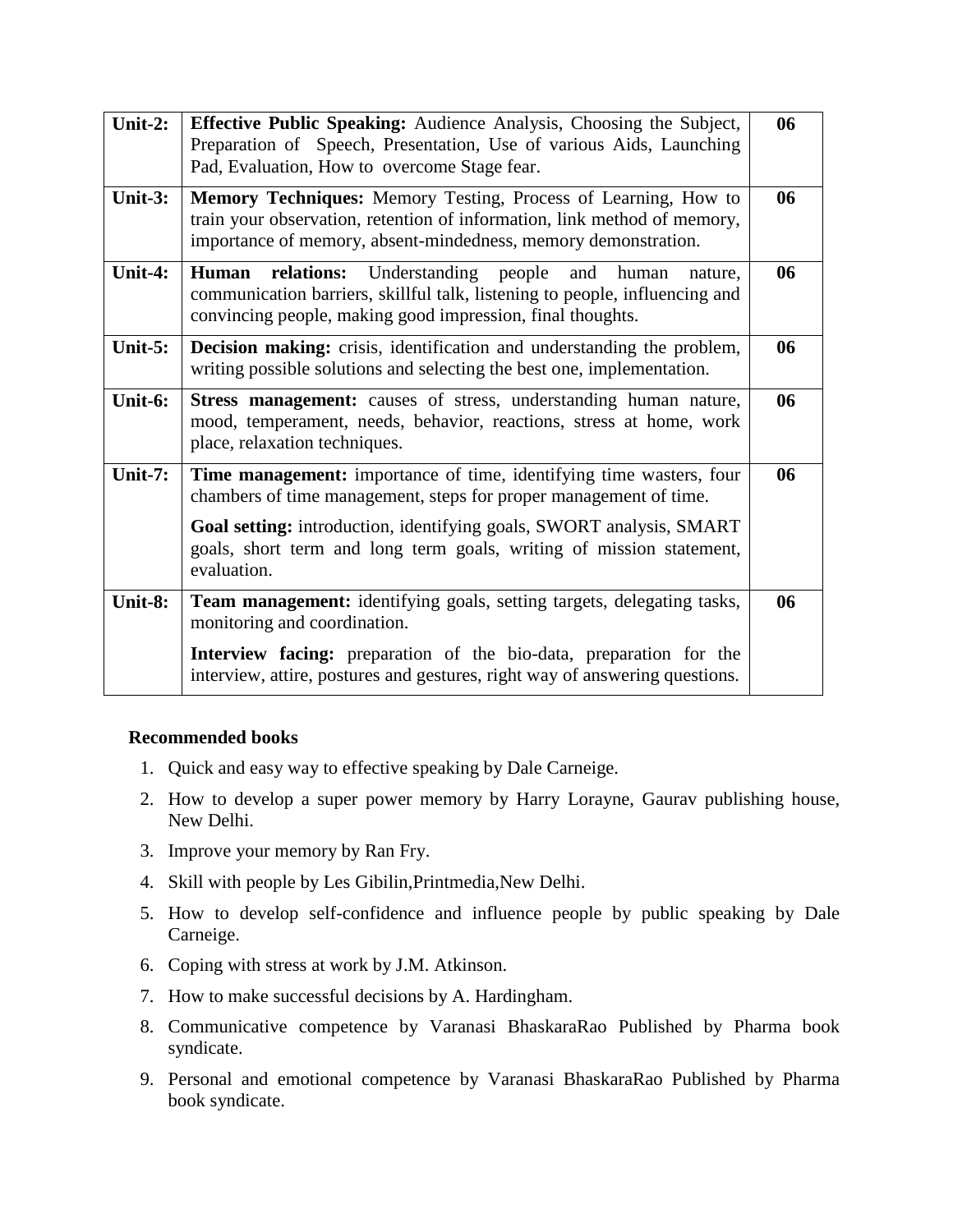| Unit-2: | **Effective Public Speaking:** Audience Analysis, Choosing the Subject, Preparation of Speech, Presentation, Use of various Aids, Launching Pad, Evaluation, How to overcome Stage fear. | 06 |
|---|---|---|
| Unit-3: | **Memory Techniques:** Memory Testing, Process of Learning, How to train your observation, retention of information, link method of memory, importance of memory, absent-mindedness, memory demonstration. | 06 |
| Unit-4: | **Human relations:** Understanding people and human nature, communication barriers, skillful talk, listening to people, influencing and convincing people, making good impression, final thoughts. | 06 |
| Unit-5: | **Decision making:** crisis, identification and understanding the problem, writing possible solutions and selecting the best one, implementation. | 06 |
| Unit-6: | **Stress management:** causes of stress, understanding human nature, mood, temperament, needs, behavior, reactions, stress at home, work place, relaxation techniques. | 06 |
| Unit-7: | **Time management:** importance of time, identifying time wasters, four chambers of time management, steps for proper management of time.<br><br>**Goal setting:** introduction, identifying goals, SWORT analysis, SMART goals, short term and long term goals, writing of mission statement, evaluation. | 06 |
| Unit-8: | **Team management:** identifying goals, setting targets, delegating tasks, monitoring and coordination.<br><br>**Interview facing:** preparation of the bio-data, preparation for the interview, attire, postures and gestures, right way of answering questions. | 06 |

**Recommended books**

1. Quick and easy way to effective speaking by Dale Carneige.
2. How to develop a super power memory by Harry Lorayne, Gaurav publishing house, New Delhi.
3. Improve your memory by Ran Fry.
4. Skill with people by Les Gibilin,Printmedia,New Delhi.
5. How to develop self-confidence and influence people by public speaking by Dale Carneige.
6. Coping with stress at work by J.M. Atkinson.
7. How to make successful decisions by A. Hardingham.
8. Communicative competence by Varanasi BhaskaraRao Published by Pharma book syndicate.
9. Personal and emotional competence by Varanasi BhaskaraRao Published by Pharma book syndicate.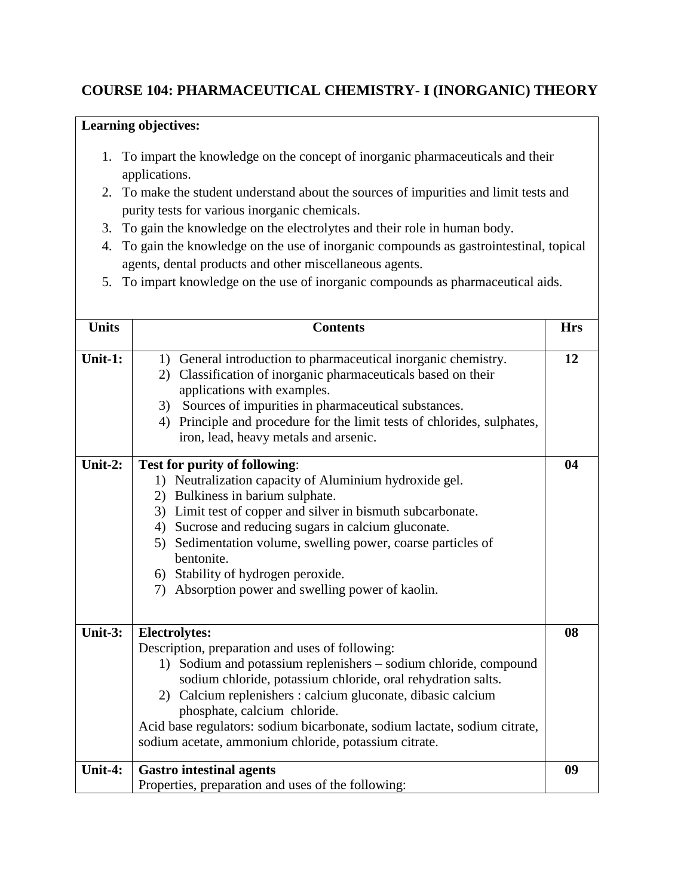## COURSE 104: PHARMACEUTICAL CHEMISTRY- I (INORGANIC) THEORY

**Learning objectives:**

1. To impart the knowledge on the concept of inorganic pharmaceuticals and their applications.
2. To make the student understand about the sources of impurities and limit tests and purity tests for various inorganic chemicals.
3. To gain the knowledge on the electrolytes and their role in human body.
4. To gain the knowledge on the use of inorganic compounds as gastrointestinal, topical agents, dental products and other miscellaneous agents.
5. To impart knowledge on the use of inorganic compounds as pharmaceutical aids.

| Units | Contents | Hrs |
|---|---|---|
| **Unit-1:** | 1) General introduction to pharmaceutical inorganic chemistry.<br>2) Classification of inorganic pharmaceuticals based on their applications with examples.<br>3) Sources of impurities in pharmaceutical substances.<br>4) Principle and procedure for the limit tests of chlorides, sulphates, iron, lead, heavy metals and arsenic. | **12** |
| **Unit-2:** | **Test for purity of following**:<br>1) Neutralization capacity of Aluminium hydroxide gel.<br>2) Bulkiness in barium sulphate.<br>3) Limit test of copper and silver in bismuth subcarbonate.<br>4) Sucrose and reducing sugars in calcium gluconate.<br>5) Sedimentation volume, swelling power, coarse particles of bentonite.<br>6) Stability of hydrogen peroxide.<br>7) Absorption power and swelling power of kaolin. | **04** |
| **Unit-3:** | **Electrolytes:**<br>Description, preparation and uses of following:<br>1) Sodium and potassium replenishers – sodium chloride, compound sodium chloride, potassium chloride, oral rehydration salts.<br>2) Calcium replenishers : calcium gluconate, dibasic calcium phosphate, calcium chloride.<br>Acid base regulators: sodium bicarbonate, sodium lactate, sodium citrate, sodium acetate, ammonium chloride, potassium citrate. | **08** |
| **Unit-4:** | **Gastro intestinal agents**<br>Properties, preparation and uses of the following: | **09** |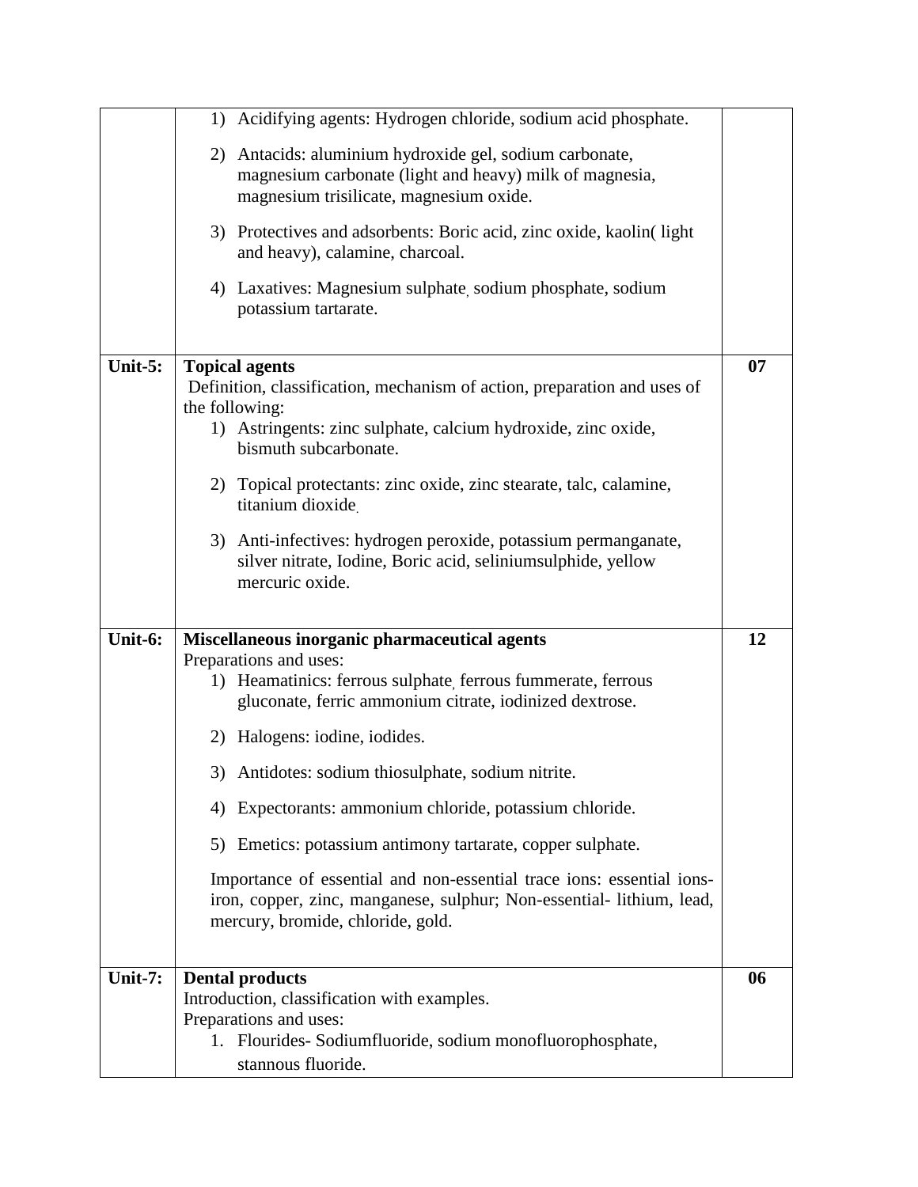| | | |
|---|---|---|
| | 1) Acidifying agents: Hydrogen chloride, sodium acid phosphate.<br><br>2) Antacids: aluminium hydroxide gel, sodium carbonate, magnesium carbonate (light and heavy) milk of magnesia, magnesium trisilicate, magnesium oxide.<br><br>3) Protectives and adsorbents: Boric acid, zinc oxide, kaolin( light and heavy), calamine, charcoal.<br><br>4) Laxatives: Magnesium sulphate, sodium phosphate, sodium potassium tartarate. | |
| **Unit-5:** | **Topical agents**<br>Definition, classification, mechanism of action, preparation and uses of the following:<br>1) Astringents: zinc sulphate, calcium hydroxide, zinc oxide, bismuth subcarbonate.<br><br>2) Topical protectants: zinc oxide, zinc stearate, talc, calamine, titanium dioxide.<br><br>3) Anti-infectives: hydrogen peroxide, potassium permanganate, silver nitrate, Iodine, Boric acid, seliniumsulphide, yellow mercuric oxide. | **07** |
| **Unit-6:** | **Miscellaneous inorganic pharmaceutical agents**<br>Preparations and uses:<br>1) Heamatinics: ferrous sulphate, ferrous fummerate, ferrous gluconate, ferric ammonium citrate, iodinized dextrose.<br><br>2) Halogens: iodine, iodides.<br><br>3) Antidotes: sodium thiosulphate, sodium nitrite.<br><br>4) Expectorants: ammonium chloride, potassium chloride.<br><br>5) Emetics: potassium antimony tartarate, copper sulphate.<br><br>Importance of essential and non-essential trace ions: essential ions- iron, copper, zinc, manganese, sulphur; Non-essential- lithium, lead, mercury, bromide, chloride, gold. | **12** |
| **Unit-7:** | **Dental products**<br>Introduction, classification with examples.<br>Preparations and uses:<br>1. Flourides- Sodiumfluoride, sodium monofluorophosphate, stannous fluoride. | **06** |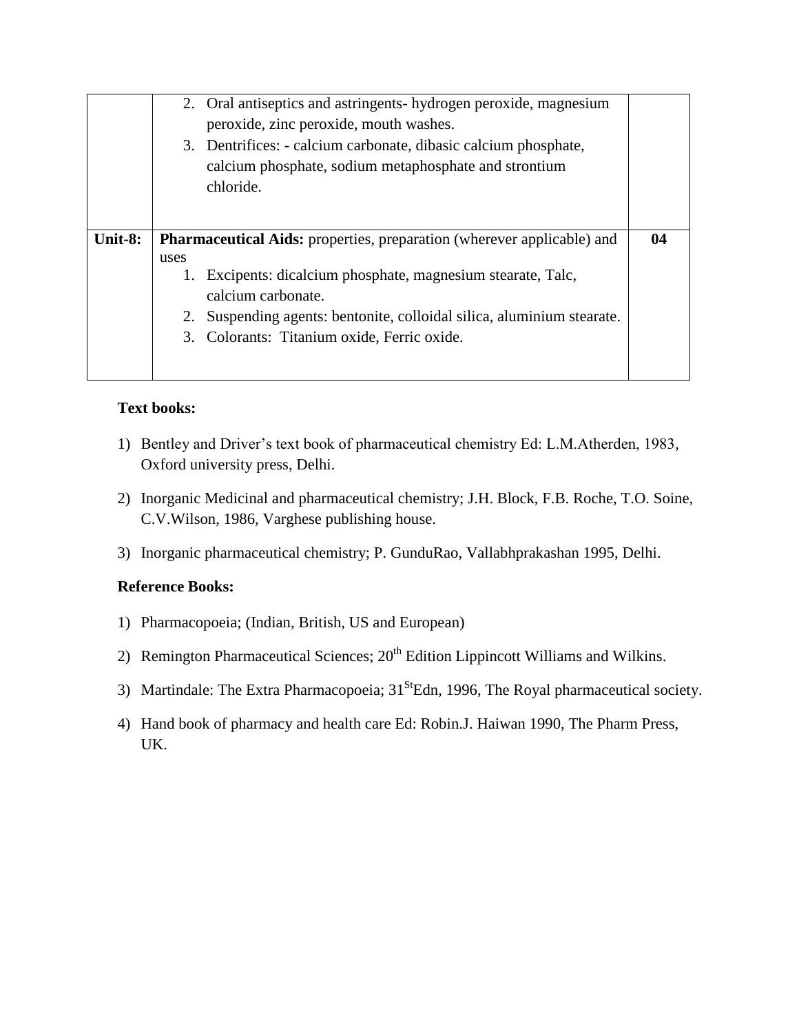| | | |
|---|---|---|
| | 2. Oral antiseptics and astringents- hydrogen peroxide, magnesium peroxide, zinc peroxide, mouth washes.<br>3. Dentrifices: - calcium carbonate, dibasic calcium phosphate, calcium phosphate, sodium metaphosphate and strontium chloride. | |
| **Unit-8:** | **Pharmaceutical Aids:** properties, preparation (wherever applicable) and uses<br>1. Excipents: dicalcium phosphate, magnesium stearate, Talc, calcium carbonate.<br>2. Suspending agents: bentonite, colloidal silica, aluminium stearate.<br>3. Colorants: Titanium oxide, Ferric oxide. | **04** |

**Text books:**

1) Bentley and Driver's text book of pharmaceutical chemistry Ed: L.M.Atherden, 1983, Oxford university press, Delhi.
2) Inorganic Medicinal and pharmaceutical chemistry; J.H. Block, F.B. Roche, T.O. Soine, C.V.Wilson, 1986, Varghese publishing house.
3) Inorganic pharmaceutical chemistry; P. GunduRao, Vallabhprakashan 1995, Delhi.

**Reference Books:**

1) Pharmacopoeia; (Indian, British, US and European)
2) Remington Pharmaceutical Sciences; 20th Edition Lippincott Williams and Wilkins.
3) Martindale: The Extra Pharmacopoeia; 31St Edn, 1996, The Royal pharmaceutical society.
4) Hand book of pharmacy and health care Ed: Robin.J. Haiwan 1990, The Pharm Press, UK.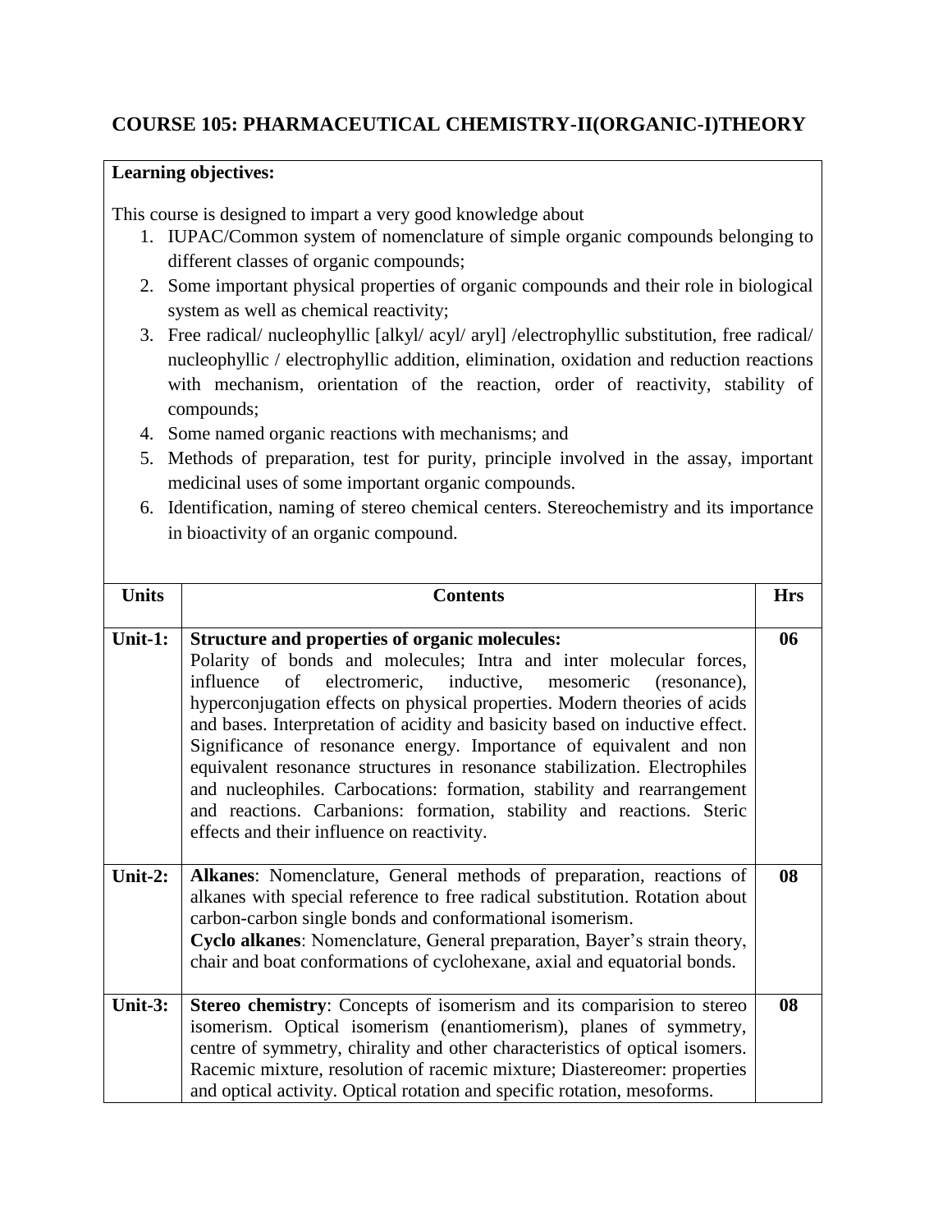## COURSE 105: PHARMACEUTICAL CHEMISTRY-II(ORGANIC-I)THEORY

**Learning objectives:**

This course is designed to impart a very good knowledge about

1. IUPAC/Common system of nomenclature of simple organic compounds belonging to different classes of organic compounds;
2. Some important physical properties of organic compounds and their role in biological system as well as chemical reactivity;
3. Free radical/ nucleophyllic [alkyl/ acyl/ aryl] /electrophyllic substitution, free radical/ nucleophyllic / electrophyllic addition, elimination, oxidation and reduction reactions with mechanism, orientation of the reaction, order of reactivity, stability of compounds;
4. Some named organic reactions with mechanisms; and
5. Methods of preparation, test for purity, principle involved in the assay, important medicinal uses of some important organic compounds.
6. Identification, naming of stereo chemical centers. Stereochemistry and its importance in bioactivity of an organic compound.

| Units | Contents | Hrs |
|---|---|---|
| **Unit-1:** | **Structure and properties of organic molecules:** Polarity of bonds and molecules; Intra and inter molecular forces, influence of electromeric, inductive, mesomeric (resonance), hyperconjugation effects on physical properties. Modern theories of acids and bases. Interpretation of acidity and basicity based on inductive effect. Significance of resonance energy. Importance of equivalent and non equivalent resonance structures in resonance stabilization. Electrophiles and nucleophiles. Carbocations: formation, stability and rearrangement and reactions. Carbanions: formation, stability and reactions. Steric effects and their influence on reactivity. | **06** |
| **Unit-2:** | **Alkanes**: Nomenclature, General methods of preparation, reactions of alkanes with special reference to free radical substitution. Rotation about carbon-carbon single bonds and conformational isomerism. **Cyclo alkanes**: Nomenclature, General preparation, Bayer's strain theory, chair and boat conformations of cyclohexane, axial and equatorial bonds. | **08** |
| **Unit-3:** | **Stereo chemistry**: Concepts of isomerism and its comparision to stereo isomerism. Optical isomerism (enantiomerism), planes of symmetry, centre of symmetry, chirality and other characteristics of optical isomers. Racemic mixture, resolution of racemic mixture; Diastereomer: properties and optical activity. Optical rotation and specific rotation, mesoforms. | **08** |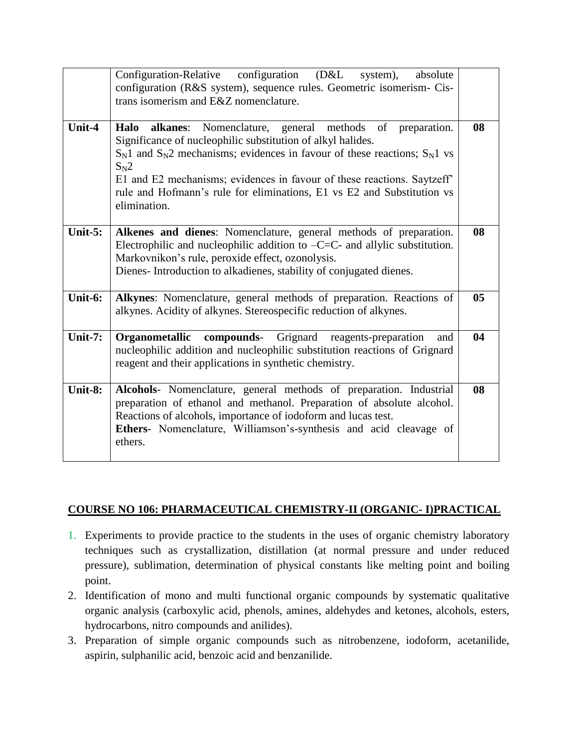| | | |
|---|---|---|
| | Configuration-Relative configuration (D&L system), absolute configuration (R&S system), sequence rules. Geometric isomerism- Cis-trans isomerism and E&Z nomenclature. | |
| **Unit-4** | **Halo alkanes**: Nomenclature, general methods of preparation. Significance of nucleophilic substitution of alkyl halides. $S_N1$ and $S_N2$ mechanisms; evidences in favour of these reactions; $S_N1$ vs $S_N2$ E1 and E2 mechanisms; evidences in favour of these reactions. Saytzeff' rule and Hofmann's rule for eliminations, E1 vs E2 and Substitution vs elimination. | **08** |
| **Unit-5:** | **Alkenes and dienes**: Nomenclature, general methods of preparation. Electrophilic and nucleophilic addition to –C=C- and allylic substitution. Markovnikon's rule, peroxide effect, ozonolysis. Dienes- Introduction to alkadienes, stability of conjugated dienes. | **08** |
| **Unit-6:** | **Alkynes**: Nomenclature, general methods of preparation. Reactions of alkynes. Acidity of alkynes. Stereospecific reduction of alkynes. | **05** |
| **Unit-7:** | **Organometallic compounds**- Grignard reagents-preparation and nucleophilic addition and nucleophilic substitution reactions of Grignard reagent and their applications in synthetic chemistry. | **04** |
| **Unit-8:** | **Alcohols**- Nomenclature, general methods of preparation. Industrial preparation of ethanol and methanol. Preparation of absolute alcohol. Reactions of alcohols, importance of iodoform and lucas test. **Ethers**- Nomenclature, Williamson's-synthesis and acid cleavage of ethers. | **08** |

## COURSE NO 106: PHARMACEUTICAL CHEMISTRY-II (ORGANIC- I)PRACTICAL

1. Experiments to provide practice to the students in the uses of organic chemistry laboratory techniques such as crystallization, distillation (at normal pressure and under reduced pressure), sublimation, determination of physical constants like melting point and boiling point.
2. Identification of mono and multi functional organic compounds by systematic qualitative organic analysis (carboxylic acid, phenols, amines, aldehydes and ketones, alcohols, esters, hydrocarbons, nitro compounds and anilides).
3. Preparation of simple organic compounds such as nitrobenzene, iodoform, acetanilide, aspirin, sulphanilic acid, benzoic acid and benzanilide.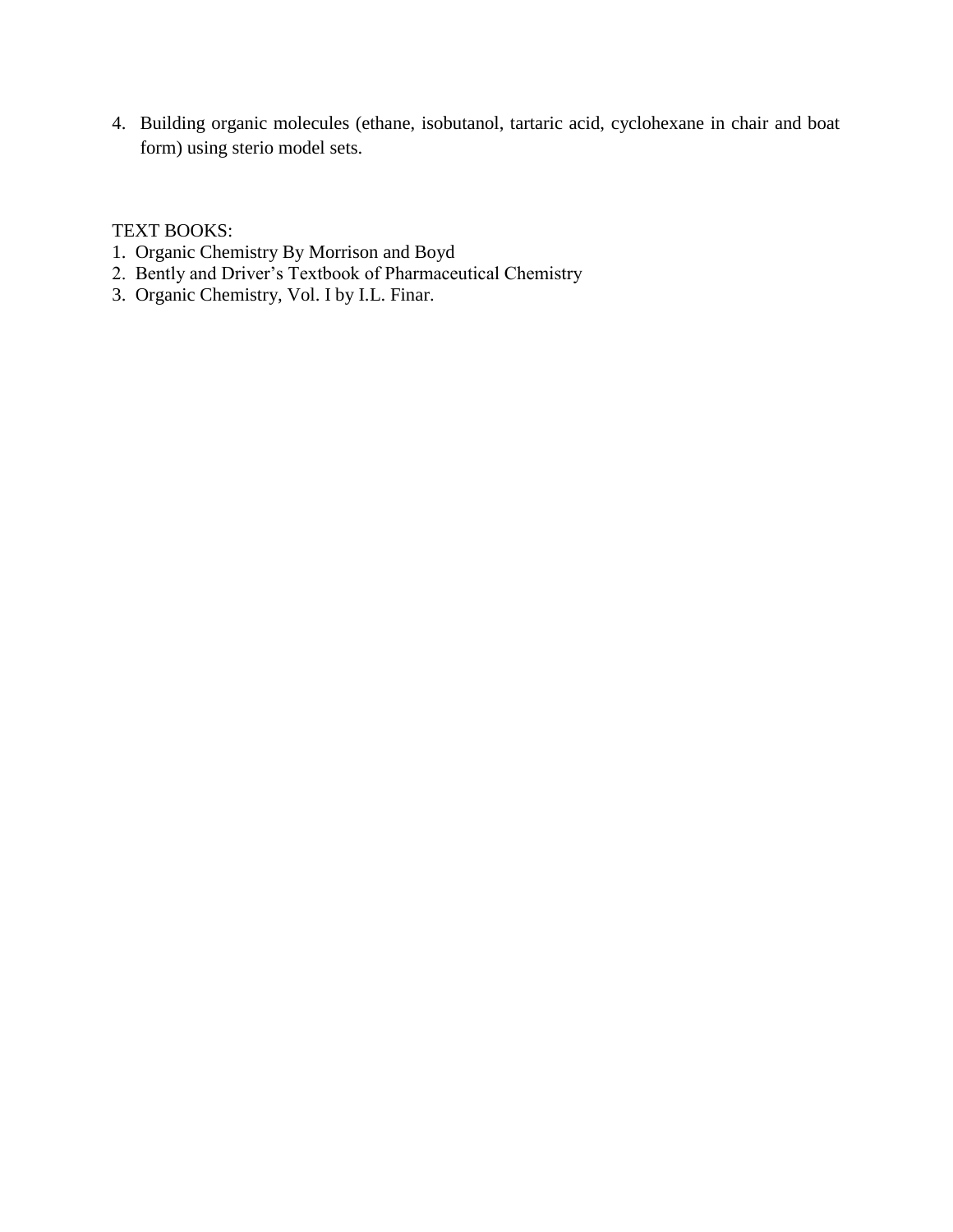4. Building organic molecules (ethane, isobutanol, tartaric acid, cyclohexane in chair and boat form) using sterio model sets.

TEXT BOOKS:

1. Organic Chemistry By Morrison and Boyd
2. Bently and Driver's Textbook of Pharmaceutical Chemistry
3. Organic Chemistry, Vol. I by I.L. Finar.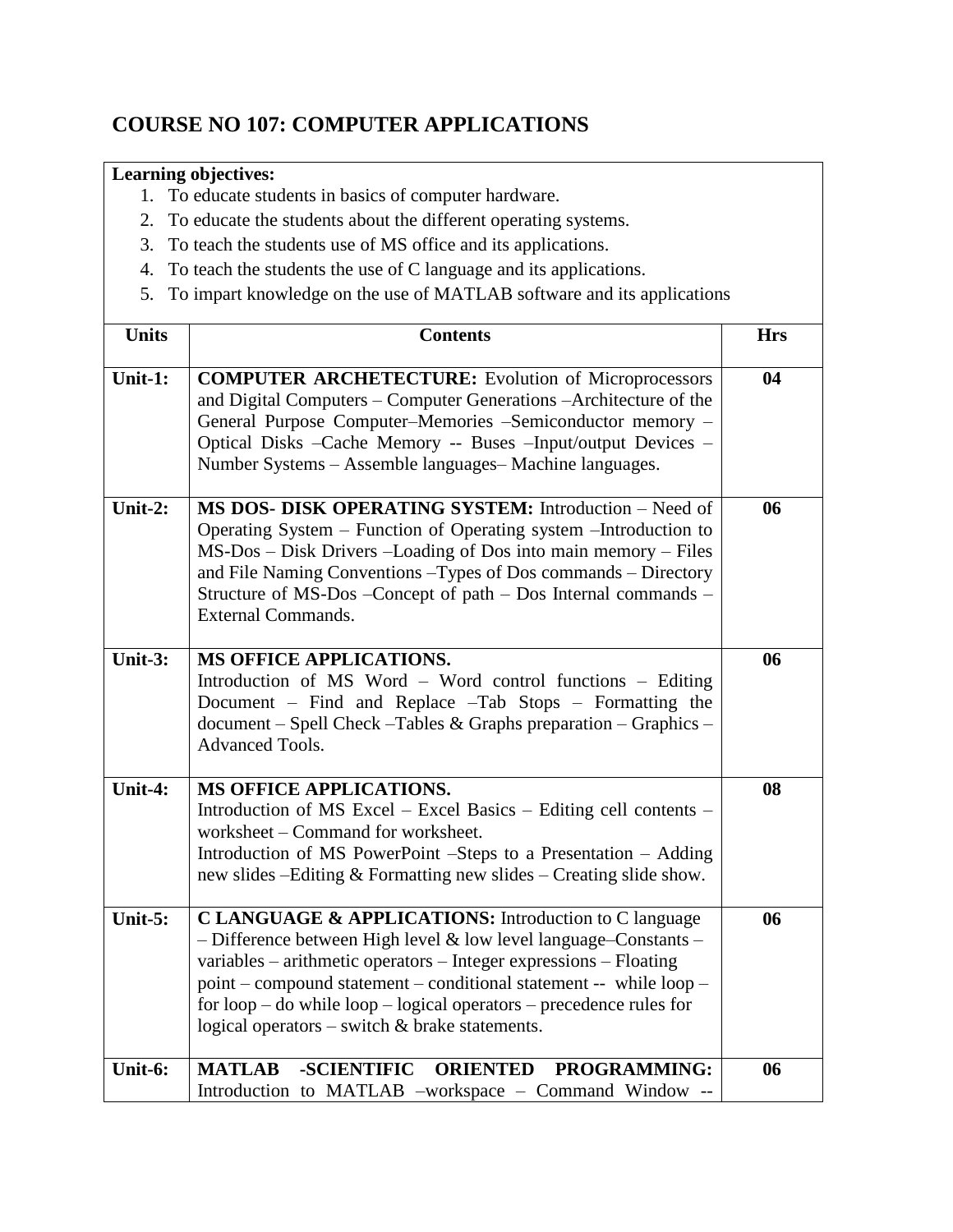## COURSE NO 107: COMPUTER APPLICATIONS

**Learning objectives:**

1. To educate students in basics of computer hardware.
2. To educate the students about the different operating systems.
3. To teach the students use of MS office and its applications.
4. To teach the students the use of C language and its applications.
5. To impart knowledge on the use of MATLAB software and its applications

| Units | Contents | Hrs |
|---|---|---|
| **Unit-1:** | **COMPUTER ARCHETECTURE:** Evolution of Microprocessors and Digital Computers – Computer Generations –Architecture of the General Purpose Computer–Memories –Semiconductor memory – Optical Disks –Cache Memory -- Buses –Input/output Devices – Number Systems – Assemble languages– Machine languages. | **04** |
| **Unit-2:** | **MS DOS- DISK OPERATING SYSTEM:** Introduction – Need of Operating System – Function of Operating system –Introduction to MS-Dos – Disk Drivers –Loading of Dos into main memory – Files and File Naming Conventions –Types of Dos commands – Directory Structure of MS-Dos –Concept of path – Dos Internal commands – External Commands. | **06** |
| **Unit-3:** | **MS OFFICE APPLICATIONS.** Introduction of MS Word – Word control functions – Editing Document – Find and Replace –Tab Stops – Formatting the document – Spell Check –Tables & Graphs preparation – Graphics – Advanced Tools. | **06** |
| **Unit-4:** | **MS OFFICE APPLICATIONS.** Introduction of MS Excel – Excel Basics – Editing cell contents – worksheet – Command for worksheet. Introduction of MS PowerPoint –Steps to a Presentation – Adding new slides –Editing & Formatting new slides – Creating slide show. | **08** |
| **Unit-5:** | **C LANGUAGE & APPLICATIONS:** Introduction to C language – Difference between High level & low level language–Constants – variables – arithmetic operators – Integer expressions – Floating point – compound statement – conditional statement -- while loop – for loop – do while loop – logical operators – precedence rules for logical operators – switch & brake statements. | **06** |
| **Unit-6:** | **MATLAB -SCIENTIFIC ORIENTED PROGRAMMING:** Introduction to MATLAB –workspace – Command Window -- | **06** |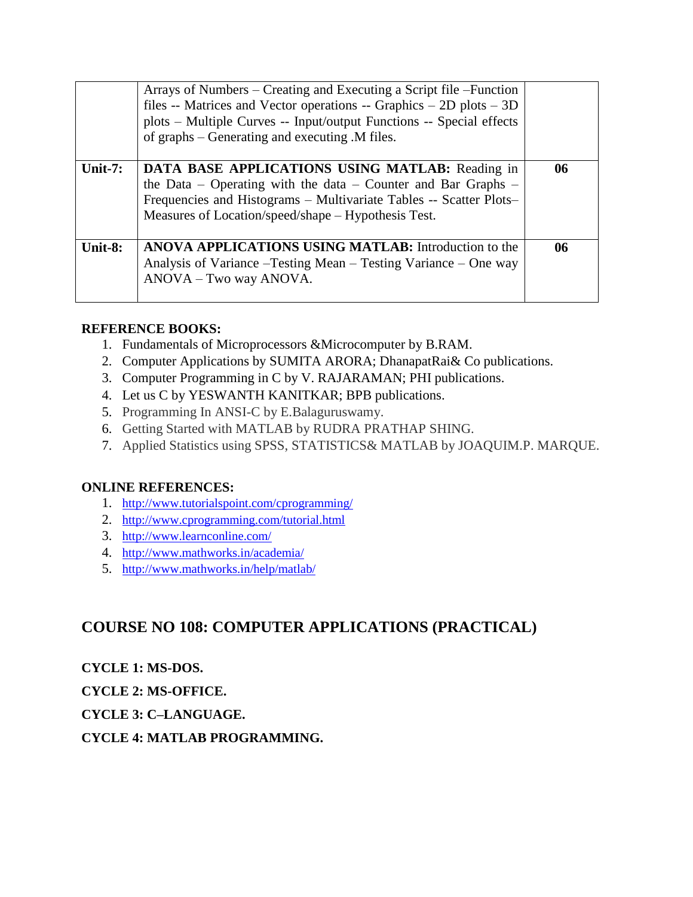| | | |
|---|---|---|
| | Arrays of Numbers – Creating and Executing a Script file –Function files -- Matrices and Vector operations -- Graphics – 2D plots – 3D plots – Multiple Curves -- Input/output Functions -- Special effects of graphs – Generating and executing .M files. | |
| **Unit-7:** | **DATA BASE APPLICATIONS USING MATLAB:** Reading in the Data – Operating with the data – Counter and Bar Graphs – Frequencies and Histograms – Multivariate Tables -- Scatter Plots– Measures of Location/speed/shape – Hypothesis Test. | **06** |
| **Unit-8:** | **ANOVA APPLICATIONS USING MATLAB:** Introduction to the Analysis of Variance –Testing Mean – Testing Variance – One way ANOVA – Two way ANOVA. | **06** |

**REFERENCE BOOKS:**

1. Fundamentals of Microprocessors &Microcomputer by B.RAM.
2. Computer Applications by SUMITA ARORA; DhanapatRai& Co publications.
3. Computer Programming in C by V. RAJARAMAN; PHI publications.
4. Let us C by YESWANTH KANITKAR; BPB publications.
5. Programming In ANSI-C by E.Balaguruswamy.
6. Getting Started with MATLAB by RUDRA PRATHAP SHING.
7. Applied Statistics using SPSS, STATISTICS& MATLAB by JOAQUIM.P. MARQUE.

**ONLINE REFERENCES:**

1. http://www.tutorialspoint.com/cprogramming/
2. http://www.cprogramming.com/tutorial.html
3. http://www.learnconline.com/
4. http://www.mathworks.in/academia/
5. http://www.mathworks.in/help/matlab/

## COURSE NO 108: COMPUTER APPLICATIONS (PRACTICAL)

**CYCLE 1: MS-DOS.**

**CYCLE 2: MS-OFFICE.**

**CYCLE 3: C–LANGUAGE.**

**CYCLE 4: MATLAB PROGRAMMING.**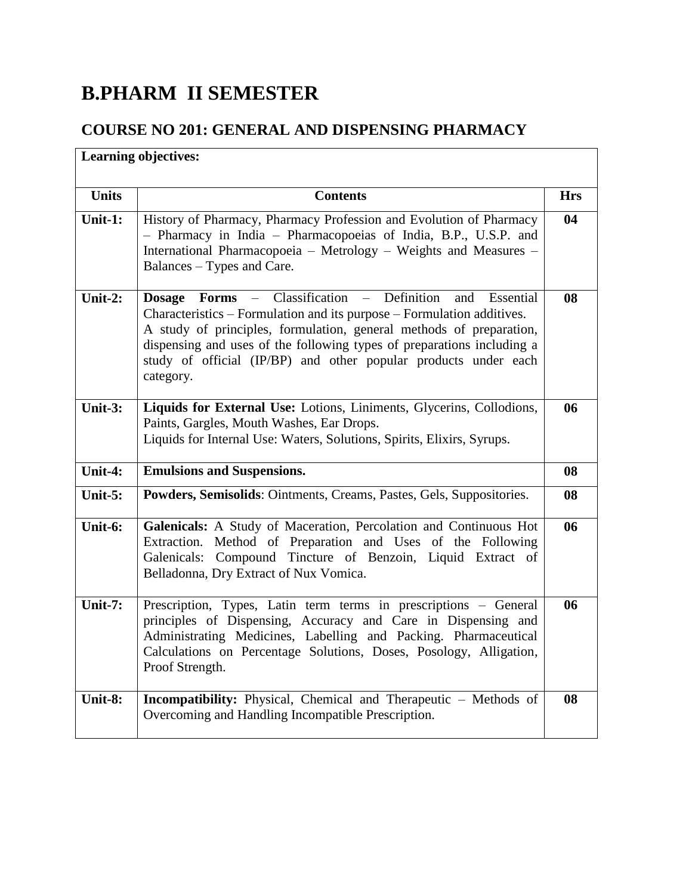# B.PHARM II SEMESTER

## COURSE NO 201: GENERAL AND DISPENSING PHARMACY

| Learning objectives: | | |
|---|---|---|
| **Units** | **Contents** | **Hrs** |
| **Unit-1:** | History of Pharmacy, Pharmacy Profession and Evolution of Pharmacy – Pharmacy in India – Pharmacopoeias of India, B.P., U.S.P. and International Pharmacopoeia – Metrology – Weights and Measures – Balances – Types and Care. | **04** |
| **Unit-2:** | **Dosage Forms** – Classification – Definition and Essential Characteristics – Formulation and its purpose – Formulation additives. A study of principles, formulation, general methods of preparation, dispensing and uses of the following types of preparations including a study of official (IP/BP) and other popular products under each category. | **08** |
| **Unit-3:** | **Liquids for External Use:** Lotions, Liniments, Glycerins, Collodions, Paints, Gargles, Mouth Washes, Ear Drops. Liquids for Internal Use: Waters, Solutions, Spirits, Elixirs, Syrups. | **06** |
| **Unit-4:** | **Emulsions and Suspensions.** | **08** |
| **Unit-5:** | **Powders, Semisolids**: Ointments, Creams, Pastes, Gels, Suppositories. | **08** |
| **Unit-6:** | **Galenicals:** A Study of Maceration, Percolation and Continuous Hot Extraction. Method of Preparation and Uses of the Following Galenicals: Compound Tincture of Benzoin, Liquid Extract of Belladonna, Dry Extract of Nux Vomica. | **06** |
| **Unit-7:** | Prescription, Types, Latin term terms in prescriptions – General principles of Dispensing, Accuracy and Care in Dispensing and Administrating Medicines, Labelling and Packing. Pharmaceutical Calculations on Percentage Solutions, Doses, Posology, Alligation, Proof Strength. | **06** |
| **Unit-8:** | **Incompatibility:** Physical, Chemical and Therapeutic – Methods of Overcoming and Handling Incompatible Prescription. | **08** |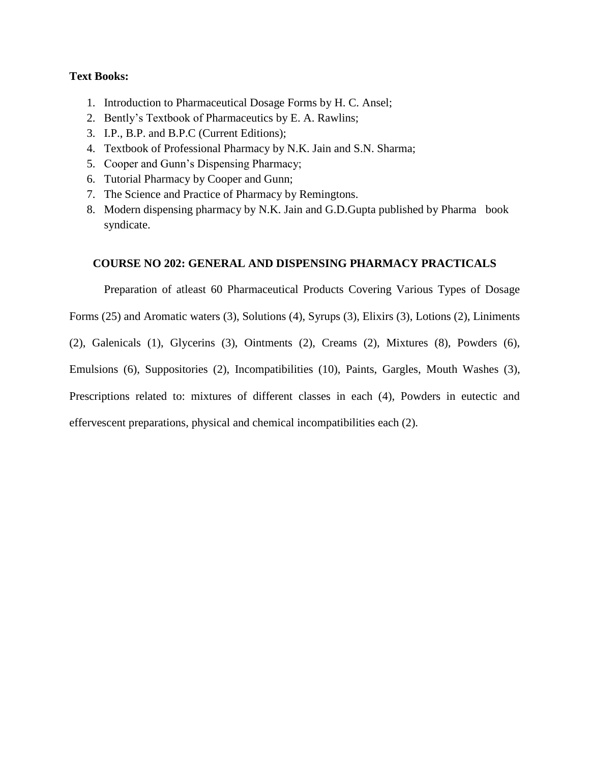**Text Books:**

1. Introduction to Pharmaceutical Dosage Forms by H. C. Ansel;
2. Bently's Textbook of Pharmaceutics by E. A. Rawlins;
3. I.P., B.P. and B.P.C (Current Editions);
4. Textbook of Professional Pharmacy by N.K. Jain and S.N. Sharma;
5. Cooper and Gunn's Dispensing Pharmacy;
6. Tutorial Pharmacy by Cooper and Gunn;
7. The Science and Practice of Pharmacy by Remingtons.
8. Modern dispensing pharmacy by N.K. Jain and G.D.Gupta published by Pharma book syndicate.

## COURSE NO 202: GENERAL AND DISPENSING PHARMACY PRACTICALS

Preparation of atleast 60 Pharmaceutical Products Covering Various Types of Dosage Forms (25) and Aromatic waters (3), Solutions (4), Syrups (3), Elixirs (3), Lotions (2), Liniments (2), Galenicals (1), Glycerins (3), Ointments (2), Creams (2), Mixtures (8), Powders (6), Emulsions (6), Suppositories (2), Incompatibilities (10), Paints, Gargles, Mouth Washes (3), Prescriptions related to: mixtures of different classes in each (4), Powders in eutectic and effervescent preparations, physical and chemical incompatibilities each (2).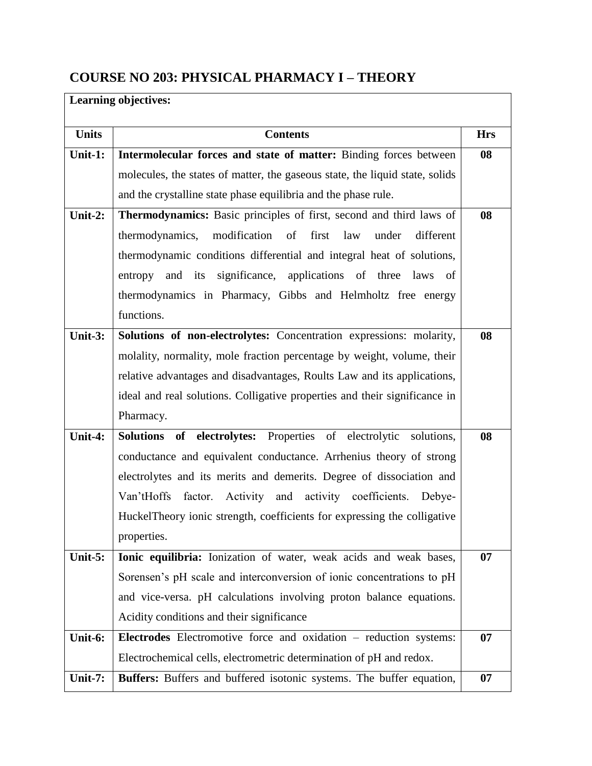## COURSE NO 203: PHYSICAL PHARMACY I – THEORY

| Learning objectives: | | |
|---|---|---|
| **Units** | **Contents** | **Hrs** |
| **Unit-1:** | **Intermolecular forces and state of matter:** Binding forces between molecules, the states of matter, the gaseous state, the liquid state, solids and the crystalline state phase equilibria and the phase rule. | **08** |
| **Unit-2:** | **Thermodynamics:** Basic principles of first, second and third laws of thermodynamics, modification of first law under different thermodynamic conditions differential and integral heat of solutions, entropy and its significance, applications of three laws of thermodynamics in Pharmacy, Gibbs and Helmholtz free energy functions. | **08** |
| **Unit-3:** | **Solutions of non-electrolytes:** Concentration expressions: molarity, molality, normality, mole fraction percentage by weight, volume, their relative advantages and disadvantages, Roults Law and its applications, ideal and real solutions. Colligative properties and their significance in Pharmacy. | **08** |
| **Unit-4:** | **Solutions of electrolytes:** Properties of electrolytic solutions, conductance and equivalent conductance. Arrhenius theory of strong electrolytes and its merits and demerits. Degree of dissociation and Van'tHoffs factor. Activity and activity coefficients. Debye-HuckelTheory ionic strength, coefficients for expressing the colligative properties. | **08** |
| **Unit-5:** | **Ionic equilibria:** Ionization of water, weak acids and weak bases, Sorensen's pH scale and interconversion of ionic concentrations to pH and vice-versa. pH calculations involving proton balance equations. Acidity conditions and their significance | **07** |
| **Unit-6:** | **Electrodes** Electromotive force and oxidation – reduction systems: Electrochemical cells, electrometric determination of pH and redox. | **07** |
| **Unit-7:** | **Buffers:** Buffers and buffered isotonic systems. The buffer equation, | **07** |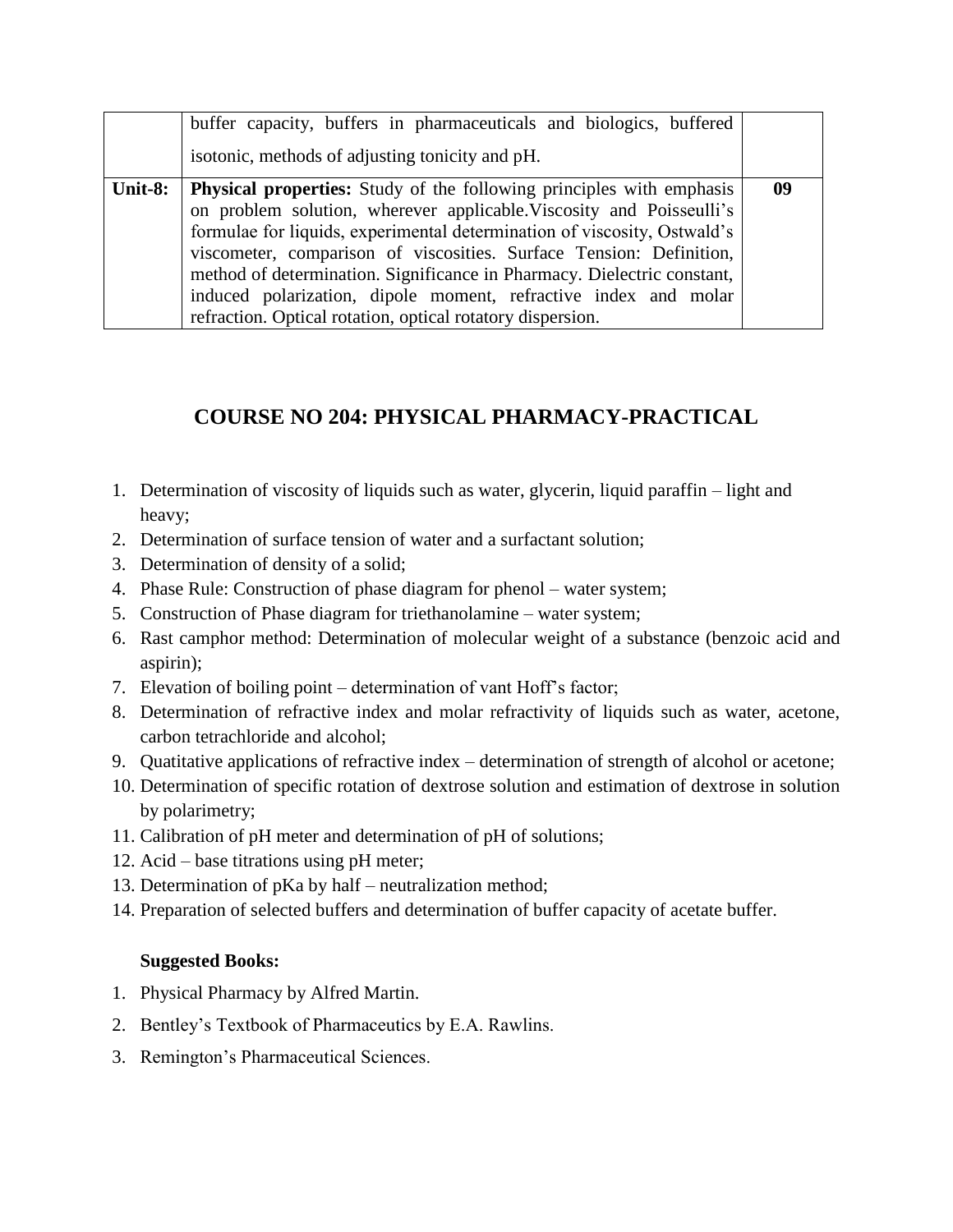| | | |
|---|---|---|
| | buffer capacity, buffers in pharmaceuticals and biologics, buffered isotonic, methods of adjusting tonicity and pH. | |
| **Unit-8:** | **Physical properties:** Study of the following principles with emphasis on problem solution, wherever applicable.Viscosity and Poisseulli's formulae for liquids, experimental determination of viscosity, Ostwald's viscometer, comparison of viscosities. Surface Tension: Definition, method of determination. Significance in Pharmacy. Dielectric constant, induced polarization, dipole moment, refractive index and molar refraction. Optical rotation, optical rotatory dispersion. | **09** |

## COURSE NO 204: PHYSICAL PHARMACY-PRACTICAL

1. Determination of viscosity of liquids such as water, glycerin, liquid paraffin – light and heavy;
2. Determination of surface tension of water and a surfactant solution;
3. Determination of density of a solid;
4. Phase Rule: Construction of phase diagram for phenol – water system;
5. Construction of Phase diagram for triethanolamine – water system;
6. Rast camphor method: Determination of molecular weight of a substance (benzoic acid and aspirin);
7. Elevation of boiling point – determination of vant Hoff's factor;
8. Determination of refractive index and molar refractivity of liquids such as water, acetone, carbon tetrachloride and alcohol;
9. Quatitative applications of refractive index – determination of strength of alcohol or acetone;
10. Determination of specific rotation of dextrose solution and estimation of dextrose in solution by polarimetry;
11. Calibration of pH meter and determination of pH of solutions;
12. Acid – base titrations using pH meter;
13. Determination of pKa by half – neutralization method;
14. Preparation of selected buffers and determination of buffer capacity of acetate buffer.

**Suggested Books:**

1. Physical Pharmacy by Alfred Martin.
2. Bentley's Textbook of Pharmaceutics by E.A. Rawlins.
3. Remington's Pharmaceutical Sciences.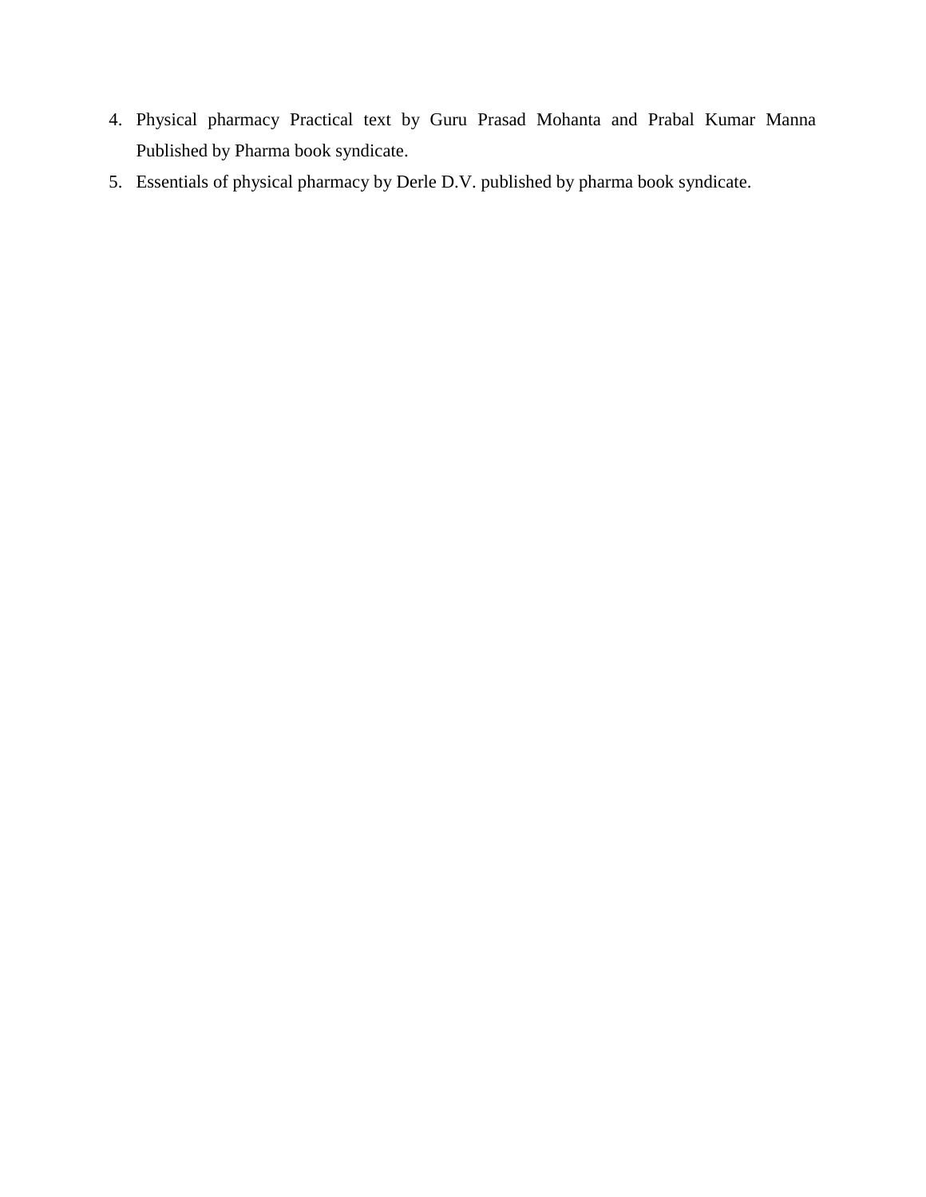4. Physical pharmacy Practical text by Guru Prasad Mohanta and Prabal Kumar Manna Published by Pharma book syndicate.
5. Essentials of physical pharmacy by Derle D.V. published by pharma book syndicate.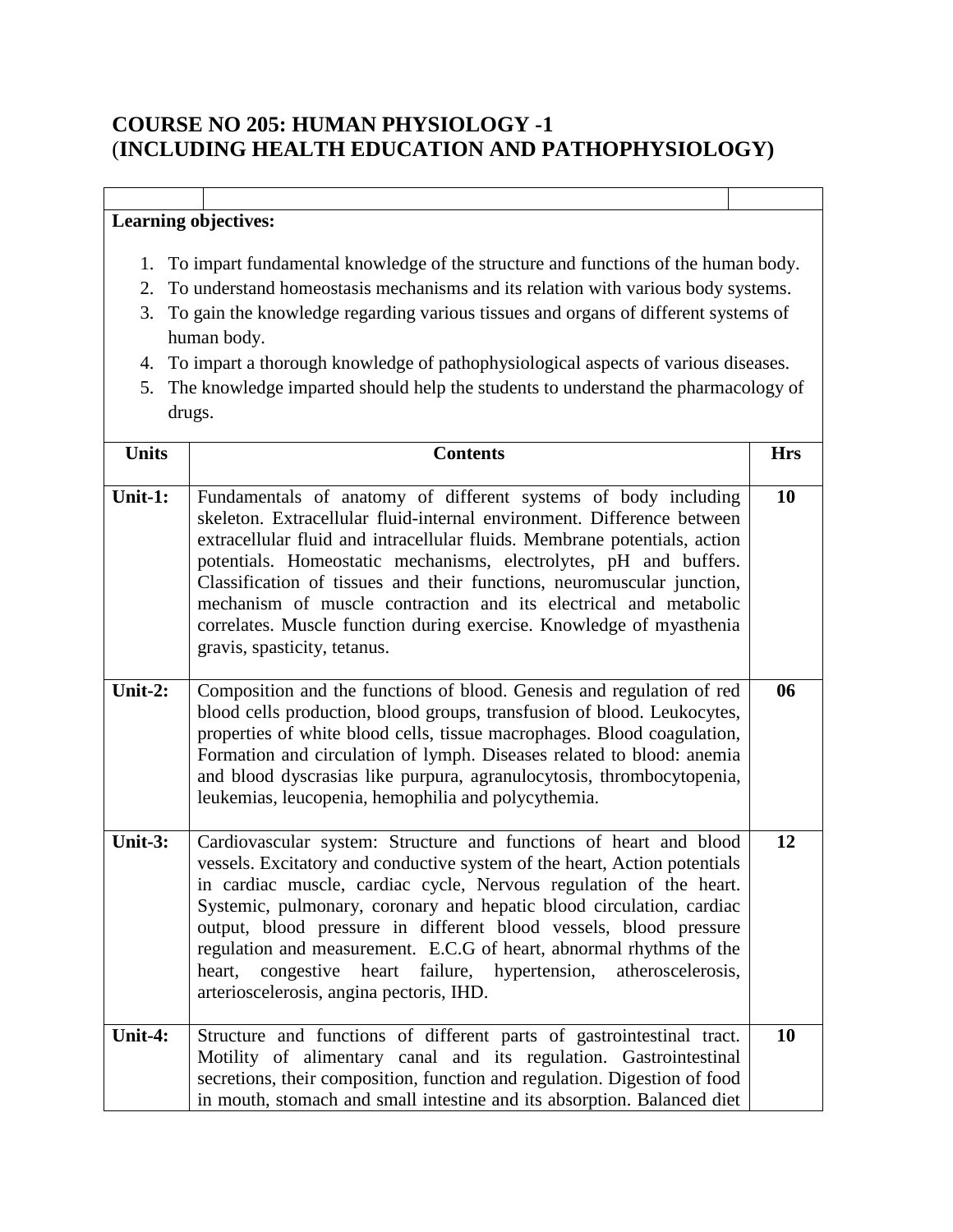## COURSE NO 205: HUMAN PHYSIOLOGY -1 (INCLUDING HEALTH EDUCATION AND PATHOPHYSIOLOGY)

**Learning objectives:**

1. To impart fundamental knowledge of the structure and functions of the human body.
2. To understand homeostasis mechanisms and its relation with various body systems.
3. To gain the knowledge regarding various tissues and organs of different systems of human body.
4. To impart a thorough knowledge of pathophysiological aspects of various diseases.
5. The knowledge imparted should help the students to understand the pharmacology of drugs.

| Units | Contents | Hrs |
|---|---|---|
| **Unit-1:** | Fundamentals of anatomy of different systems of body including skeleton. Extracellular fluid-internal environment. Difference between extracellular fluid and intracellular fluids. Membrane potentials, action potentials. Homeostatic mechanisms, electrolytes, pH and buffers. Classification of tissues and their functions, neuromuscular junction, mechanism of muscle contraction and its electrical and metabolic correlates. Muscle function during exercise. Knowledge of myasthenia gravis, spasticity, tetanus. | **10** |
| **Unit-2:** | Composition and the functions of blood. Genesis and regulation of red blood cells production, blood groups, transfusion of blood. Leukocytes, properties of white blood cells, tissue macrophages. Blood coagulation, Formation and circulation of lymph. Diseases related to blood: anemia and blood dyscrasias like purpura, agranulocytosis, thrombocytopenia, leukemias, leucopenia, hemophilia and polycythemia. | **06** |
| **Unit-3:** | Cardiovascular system: Structure and functions of heart and blood vessels. Excitatory and conductive system of the heart, Action potentials in cardiac muscle, cardiac cycle, Nervous regulation of the heart. Systemic, pulmonary, coronary and hepatic blood circulation, cardiac output, blood pressure in different blood vessels, blood pressure regulation and measurement. E.C.G of heart, abnormal rhythms of the heart, congestive heart failure, hypertension, atheroscelerosis, arterioscelerosis, angina pectoris, IHD. | **12** |
| **Unit-4:** | Structure and functions of different parts of gastrointestinal tract. Motility of alimentary canal and its regulation. Gastrointestinal secretions, their composition, function and regulation. Digestion of food in mouth, stomach and small intestine and its absorption. Balanced diet | **10** |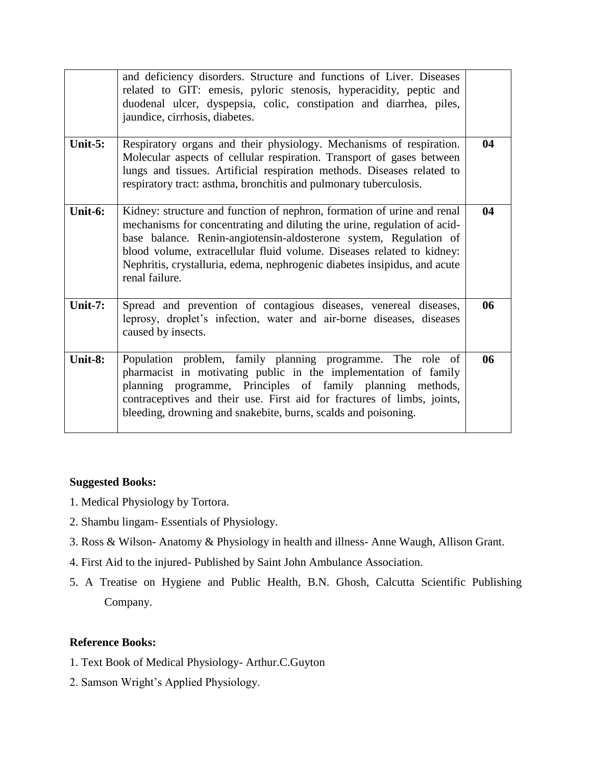|  |  |  |
|---|---|---|
|  | and deficiency disorders. Structure and functions of Liver. Diseases related to GIT: emesis, pyloric stenosis, hyperacidity, peptic and duodenal ulcer, dyspepsia, colic, constipation and diarrhea, piles, jaundice, cirrhosis, diabetes. |  |
| **Unit-5:** | Respiratory organs and their physiology. Mechanisms of respiration. Molecular aspects of cellular respiration. Transport of gases between lungs and tissues. Artificial respiration methods. Diseases related to respiratory tract: asthma, bronchitis and pulmonary tuberculosis. | **04** |
| **Unit-6:** | Kidney: structure and function of nephron, formation of urine and renal mechanisms for concentrating and diluting the urine, regulation of acid-base balance. Renin-angiotensin-aldosterone system, Regulation of blood volume, extracellular fluid volume. Diseases related to kidney: Nephritis, crystalluria, edema, nephrogenic diabetes insipidus, and acute renal failure. | **04** |
| **Unit-7:** | Spread and prevention of contagious diseases, venereal diseases, leprosy, droplet's infection, water and air-borne diseases, diseases caused by insects. | **06** |
| **Unit-8:** | Population problem, family planning programme. The role of pharmacist in motivating public in the implementation of family planning programme, Principles of family planning methods, contraceptives and their use. First aid for fractures of limbs, joints, bleeding, drowning and snakebite, burns, scalds and poisoning. | **06** |

**Suggested Books:**

1. Medical Physiology by Tortora.
2. Shambu lingam- Essentials of Physiology.
3. Ross & Wilson- Anatomy & Physiology in health and illness- Anne Waugh, Allison Grant.
4. First Aid to the injured- Published by Saint John Ambulance Association.
5. A Treatise on Hygiene and Public Health, B.N. Ghosh, Calcutta Scientific Publishing Company.

**Reference Books:**

1. Text Book of Medical Physiology- Arthur.C.Guyton
2. Samson Wright's Applied Physiology.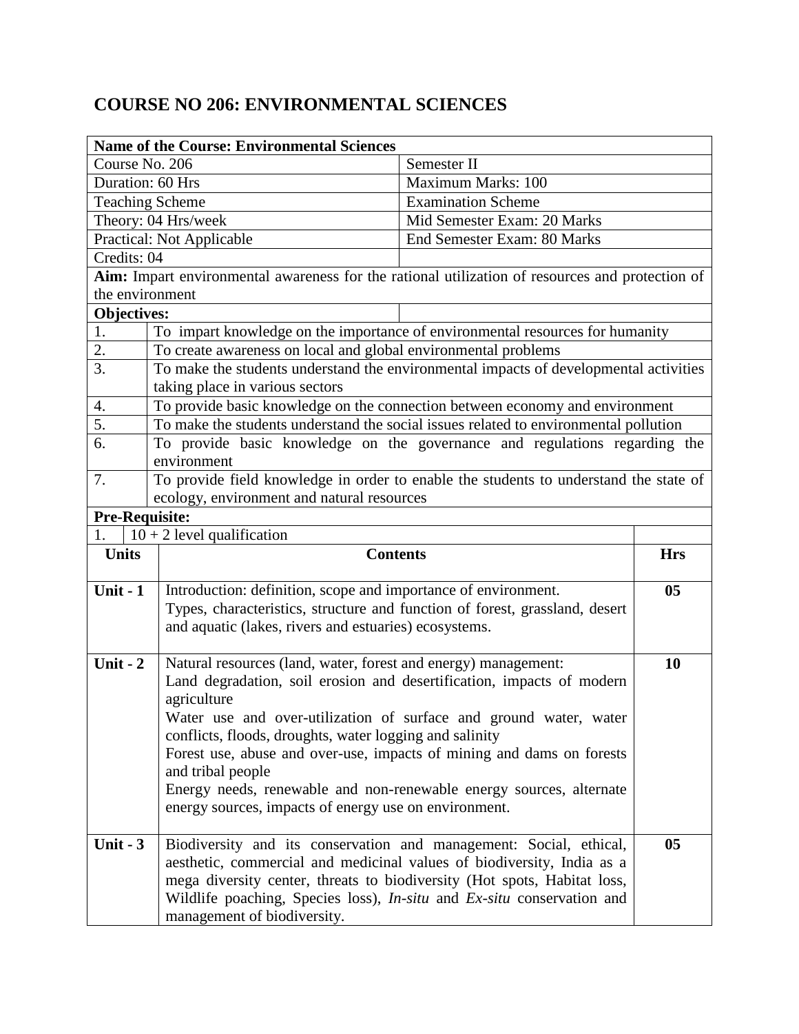# COURSE NO 206: ENVIRONMENTAL SCIENCES

| **Name of the Course: Environmental Sciences** | |
|---|---|
| Course No. 206 | Semester II |
| Duration: 60 Hrs | Maximum Marks: 100 |
| Teaching Scheme | Examination Scheme |
| Theory: 04 Hrs/week | Mid Semester Exam: 20 Marks |
| Practical: Not Applicable | End Semester Exam: 80 Marks |
| Credits: 04 | |

**Aim:** Impart environmental awareness for the rational utilization of resources and protection of the environment

**Objectives:**

| | |
|---|---|
| 1. | To impart knowledge on the importance of environmental resources for humanity |
| 2. | To create awareness on local and global environmental problems |
| 3. | To make the students understand the environmental impacts of developmental activities taking place in various sectors |
| 4. | To provide basic knowledge on the connection between economy and environment |
| 5. | To make the students understand the social issues related to environmental pollution |
| 6. | To provide basic knowledge on the governance and regulations regarding the environment |
| 7. | To provide field knowledge in order to enable the students to understand the state of ecology, environment and natural resources |

**Pre-Requisite:**

| | |
|---|---|
| 1. | 10 + 2 level qualification |

| Units | Contents | Hrs |
|---|---|---|
| **Unit - 1** | Introduction: definition, scope and importance of environment.<br>Types, characteristics, structure and function of forest, grassland, desert and aquatic (lakes, rivers and estuaries) ecosystems. | **05** |
| **Unit - 2** | Natural resources (land, water, forest and energy) management:<br>Land degradation, soil erosion and desertification, impacts of modern agriculture<br>Water use and over-utilization of surface and ground water, water conflicts, floods, droughts, water logging and salinity<br>Forest use, abuse and over-use, impacts of mining and dams on forests and tribal people<br>Energy needs, renewable and non-renewable energy sources, alternate energy sources, impacts of energy use on environment. | **10** |
| **Unit - 3** | Biodiversity and its conservation and management: Social, ethical, aesthetic, commercial and medicinal values of biodiversity, India as a mega diversity center, threats to biodiversity (Hot spots, Habitat loss, Wildlife poaching, Species loss), *In-situ* and *Ex-situ* conservation and management of biodiversity. | **05** |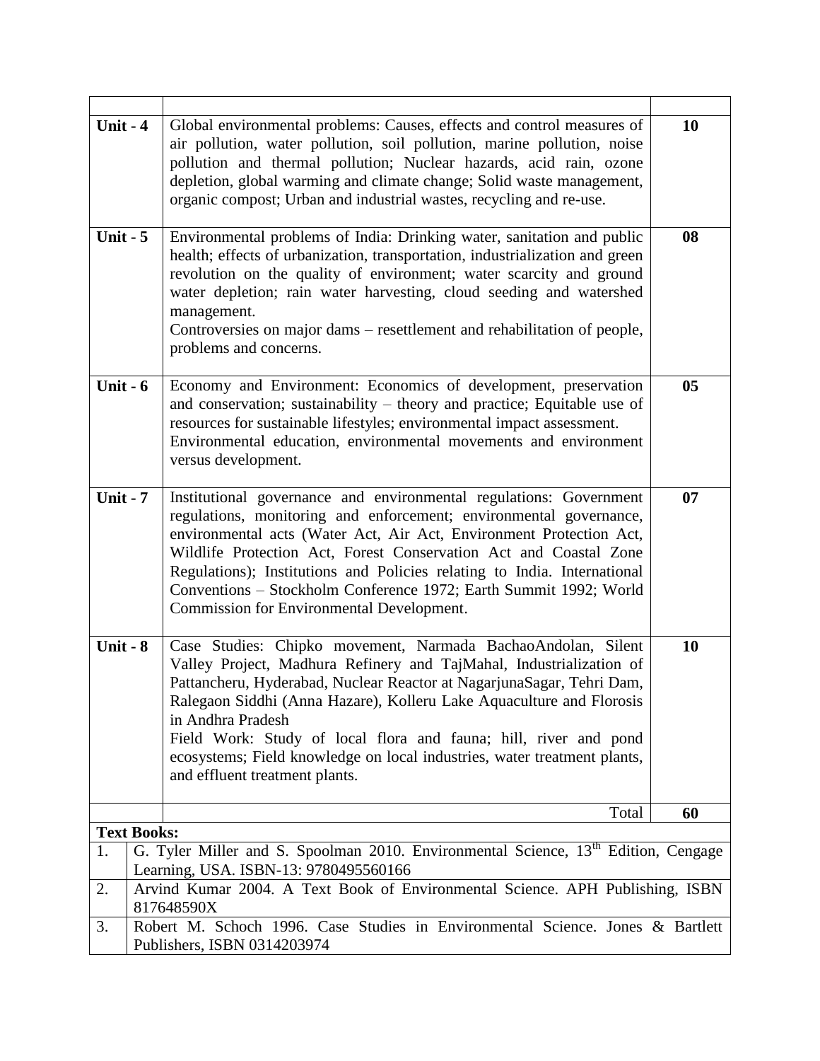| | | |
|---|---|---|
| **Unit - 4** | Global environmental problems: Causes, effects and control measures of air pollution, water pollution, soil pollution, marine pollution, noise pollution and thermal pollution; Nuclear hazards, acid rain, ozone depletion, global warming and climate change; Solid waste management, organic compost; Urban and industrial wastes, recycling and re-use. | **10** |
| **Unit - 5** | Environmental problems of India: Drinking water, sanitation and public health; effects of urbanization, transportation, industrialization and green revolution on the quality of environment; water scarcity and ground water depletion; rain water harvesting, cloud seeding and watershed management.<br>Controversies on major dams – resettlement and rehabilitation of people, problems and concerns. | **08** |
| **Unit - 6** | Economy and Environment: Economics of development, preservation and conservation; sustainability – theory and practice; Equitable use of resources for sustainable lifestyles; environmental impact assessment.<br>Environmental education, environmental movements and environment versus development. | **05** |
| **Unit - 7** | Institutional governance and environmental regulations: Government regulations, monitoring and enforcement; environmental governance, environmental acts (Water Act, Air Act, Environment Protection Act, Wildlife Protection Act, Forest Conservation Act and Coastal Zone Regulations); Institutions and Policies relating to India. International Conventions – Stockholm Conference 1972; Earth Summit 1992; World Commission for Environmental Development. | **07** |
| **Unit - 8** | Case Studies: Chipko movement, Narmada BachaoAndolan, Silent Valley Project, Madhura Refinery and TajMahal, Industrialization of Pattancheru, Hyderabad, Nuclear Reactor at NagarjunaSagar, Tehri Dam, Ralegaon Siddhi (Anna Hazare), Kolleru Lake Aquaculture and Florosis in Andhra Pradesh<br>Field Work: Study of local flora and fauna; hill, river and pond ecosystems; Field knowledge on local industries, water treatment plants, and effluent treatment plants. | **10** |
| | Total | **60** |

**Text Books:**

| | |
|---|---|
| 1. | G. Tyler Miller and S. Spoolman 2010. Environmental Science, 13th Edition, Cengage Learning, USA. ISBN-13: 9780495560166 |
| 2. | Arvind Kumar 2004. A Text Book of Environmental Science. APH Publishing, ISBN 817648590X |
| 3. | Robert M. Schoch 1996. Case Studies in Environmental Science. Jones & Bartlett Publishers, ISBN 0314203974 |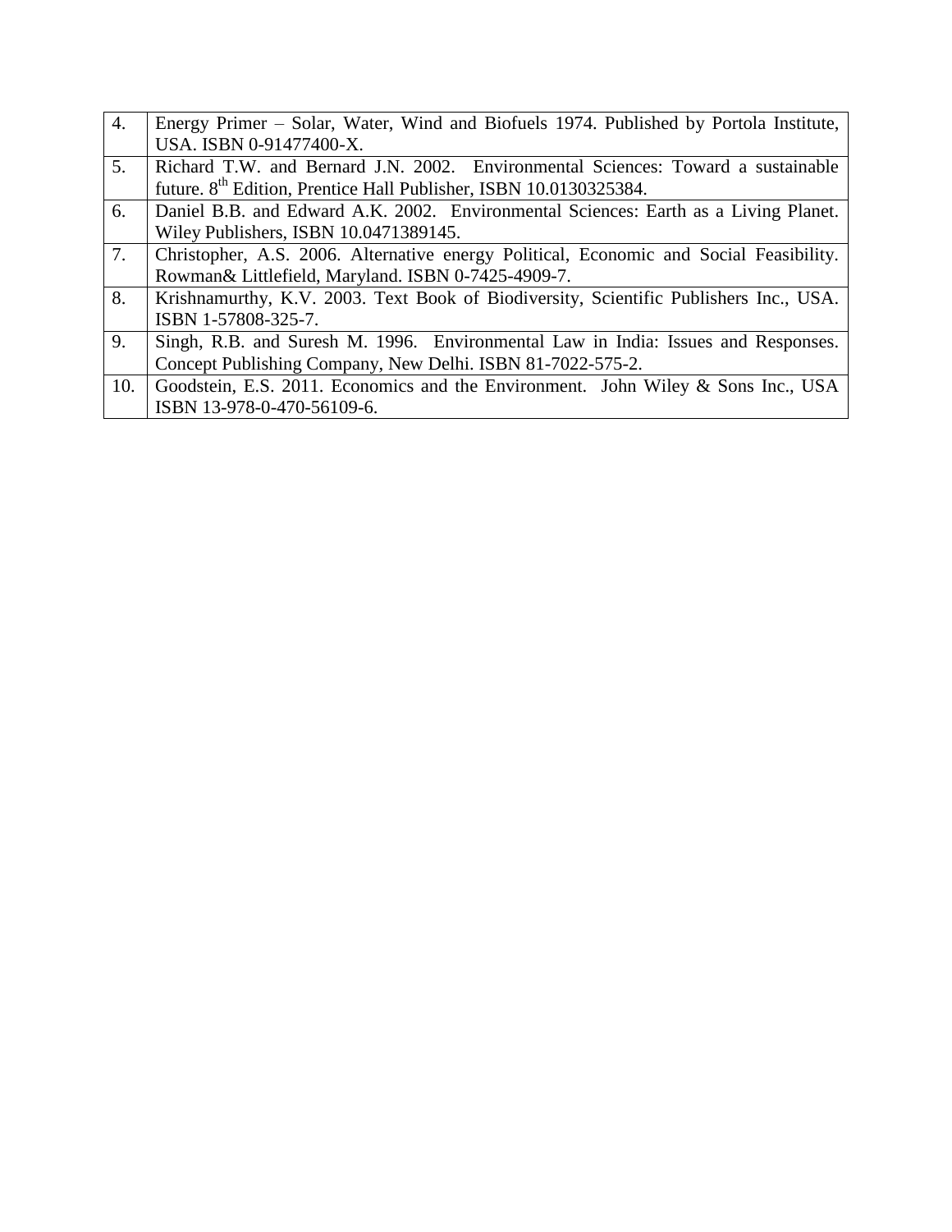| | |
|---|---|
| 4. | Energy Primer – Solar, Water, Wind and Biofuels 1974. Published by Portola Institute, USA. ISBN 0-91477400-X. |
| 5. | Richard T.W. and Bernard J.N. 2002. Environmental Sciences: Toward a sustainable future. 8th Edition, Prentice Hall Publisher, ISBN 10.0130325384. |
| 6. | Daniel B.B. and Edward A.K. 2002. Environmental Sciences: Earth as a Living Planet. Wiley Publishers, ISBN 10.0471389145. |
| 7. | Christopher, A.S. 2006. Alternative energy Political, Economic and Social Feasibility. Rowman& Littlefield, Maryland. ISBN 0-7425-4909-7. |
| 8. | Krishnamurthy, K.V. 2003. Text Book of Biodiversity, Scientific Publishers Inc., USA. ISBN 1-57808-325-7. |
| 9. | Singh, R.B. and Suresh M. 1996. Environmental Law in India: Issues and Responses. Concept Publishing Company, New Delhi. ISBN 81-7022-575-2. |
| 10. | Goodstein, E.S. 2011. Economics and the Environment. John Wiley & Sons Inc., USA ISBN 13-978-0-470-56109-6. |